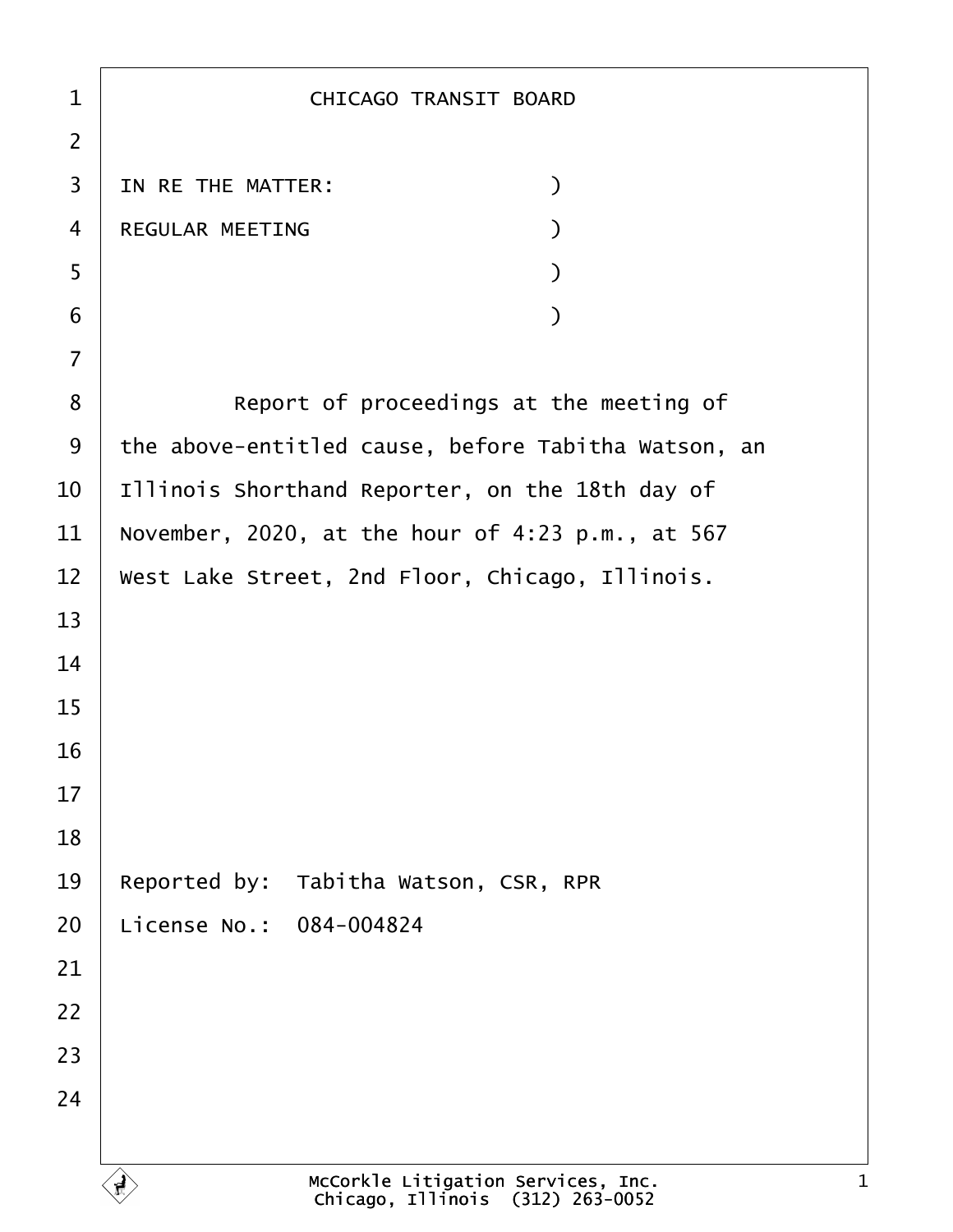# CHICAGO TRANSIT BOARD

IN RE THE MATTER: )
REGULAR MEETING )
)
)

Report of proceedings at the meeting of the above-entitled cause, before Tabitha Watson, an Illinois Shorthand Reporter, on the 18th day of November, 2020, at the hour of 4:23 p.m., at 567 West Lake Street, 2nd Floor, Chicago, Illinois.

Reported by: Tabitha Watson, CSR, RPR
License No.: 084-004824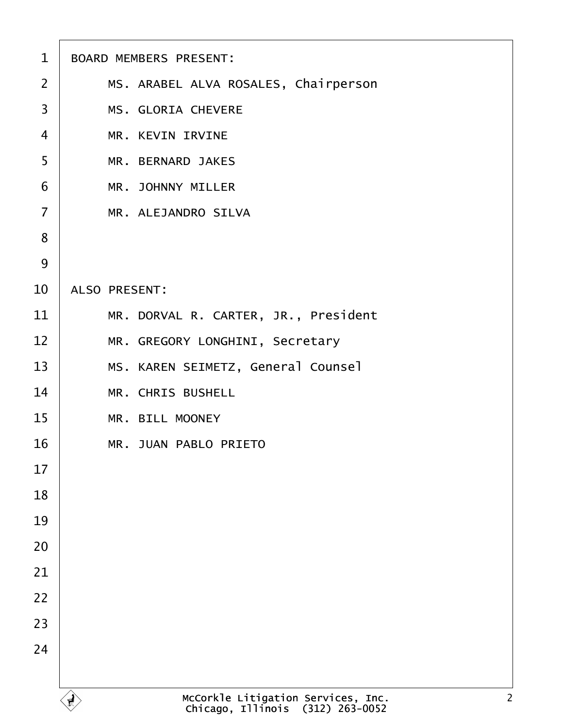BOARD MEMBERS PRESENT:

MS. ARABEL ALVA ROSALES, Chairperson

MS. GLORIA CHEVERE

MR. KEVIN IRVINE

MR. BERNARD JAKES

MR. JOHNNY MILLER

MR. ALEJANDRO SILVA

ALSO PRESENT:

MR. DORVAL R. CARTER, JR., President

MR. GREGORY LONGHINI, Secretary

MS. KAREN SEIMETZ, General Counsel

MR. CHRIS BUSHELL

MR. BILL MOONEY

MR. JUAN PABLO PRIETO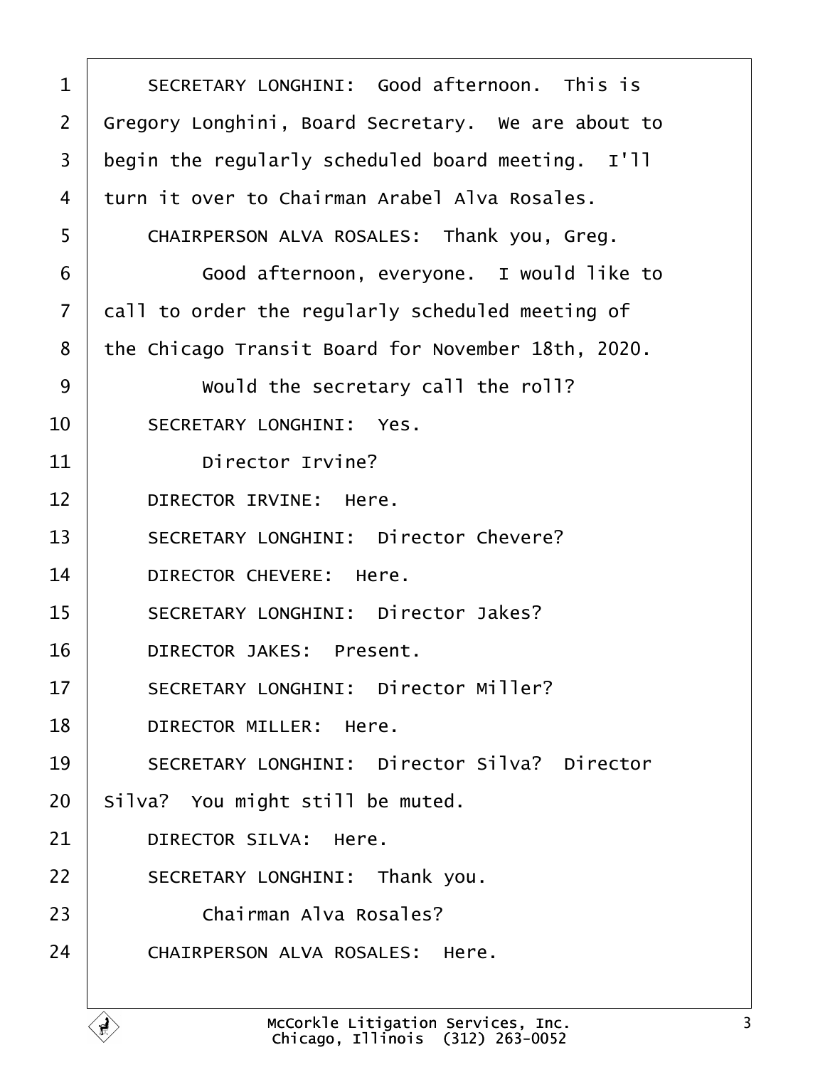SECRETARY LONGHINI: Good afternoon. This is Gregory Longhini, Board Secretary. We are about to begin the regularly scheduled board meeting. I'll turn it over to Chairman Arabel Alva Rosales.

CHAIRPERSON ALVA ROSALES: Thank you, Greg.

Good afternoon, everyone. I would like to call to order the regularly scheduled meeting of the Chicago Transit Board for November 18th, 2020.

Would the secretary call the roll?

SECRETARY LONGHINI: Yes.

Director Irvine?

DIRECTOR IRVINE: Here.

SECRETARY LONGHINI: Director Chevere?

DIRECTOR CHEVERE: Here.

SECRETARY LONGHINI: Director Jakes?

DIRECTOR JAKES: Present.

SECRETARY LONGHINI: Director Miller?

DIRECTOR MILLER: Here.

SECRETARY LONGHINI: Director Silva? Director Silva? You might still be muted.

DIRECTOR SILVA: Here.

SECRETARY LONGHINI: Thank you.

Chairman Alva Rosales?

CHAIRPERSON ALVA ROSALES: Here.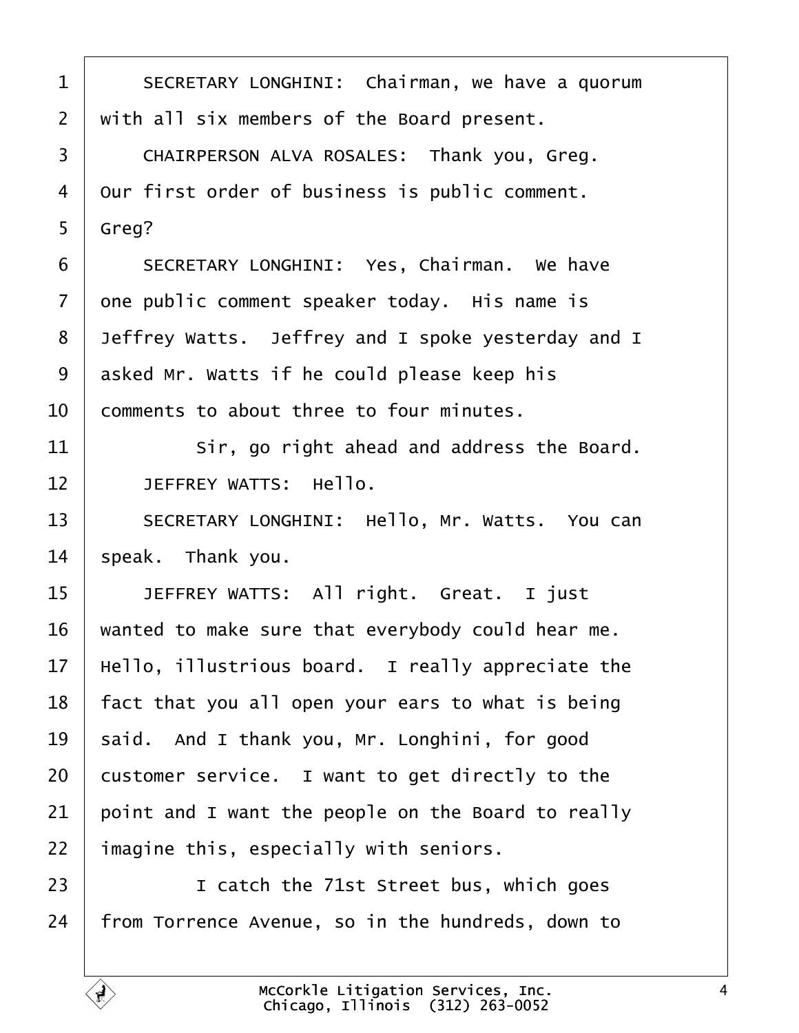SECRETARY LONGHINI: Chairman, we have a quorum with all six members of the Board present.

CHAIRPERSON ALVA ROSALES: Thank you, Greg. Our first order of business is public comment. Greg?

SECRETARY LONGHINI: Yes, Chairman. We have one public comment speaker today. His name is Jeffrey Watts. Jeffrey and I spoke yesterday and I asked Mr. Watts if he could please keep his comments to about three to four minutes.

Sir, go right ahead and address the Board.

JEFFREY WATTS: Hello.

SECRETARY LONGHINI: Hello, Mr. Watts. You can speak. Thank you.

JEFFREY WATTS: All right. Great. I just wanted to make sure that everybody could hear me. Hello, illustrious board. I really appreciate the fact that you all open your ears to what is being said. And I thank you, Mr. Longhini, for good customer service. I want to get directly to the point and I want the people on the Board to really imagine this, especially with seniors.

I catch the 71st Street bus, which goes from Torrence Avenue, so in the hundreds, down to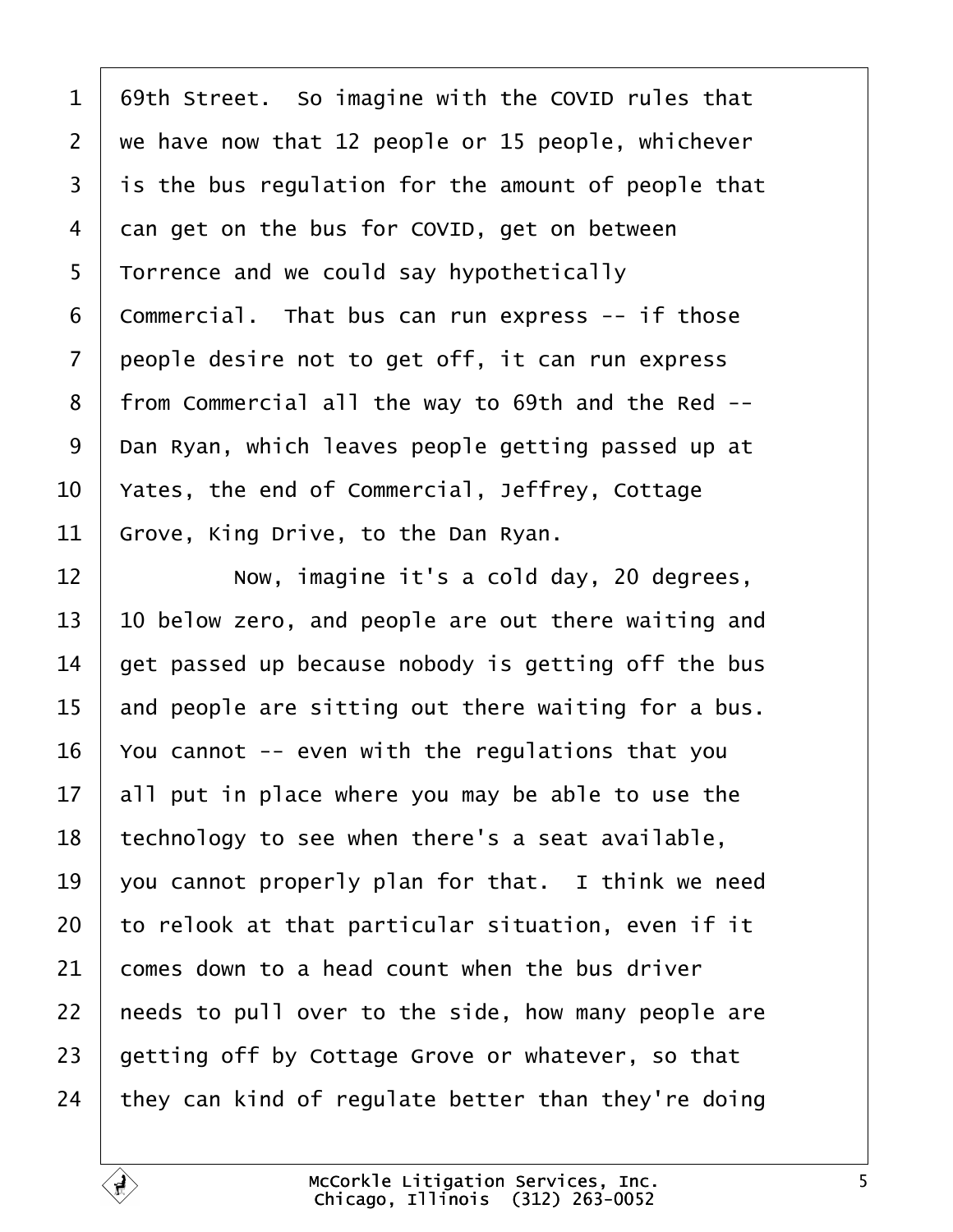69th Street. So imagine with the COVID rules that we have now that 12 people or 15 people, whichever is the bus regulation for the amount of people that can get on the bus for COVID, get on between Torrence and we could say hypothetically Commercial. That bus can run express -- if those people desire not to get off, it can run express from Commercial all the way to 69th and the Red -- Dan Ryan, which leaves people getting passed up at Yates, the end of Commercial, Jeffrey, Cottage Grove, King Drive, to the Dan Ryan.

Now, imagine it's a cold day, 20 degrees, 10 below zero, and people are out there waiting and get passed up because nobody is getting off the bus and people are sitting out there waiting for a bus. You cannot -- even with the regulations that you all put in place where you may be able to use the technology to see when there's a seat available, you cannot properly plan for that. I think we need to relook at that particular situation, even if it comes down to a head count when the bus driver needs to pull over to the side, how many people are getting off by Cottage Grove or whatever, so that they can kind of regulate better than they're doing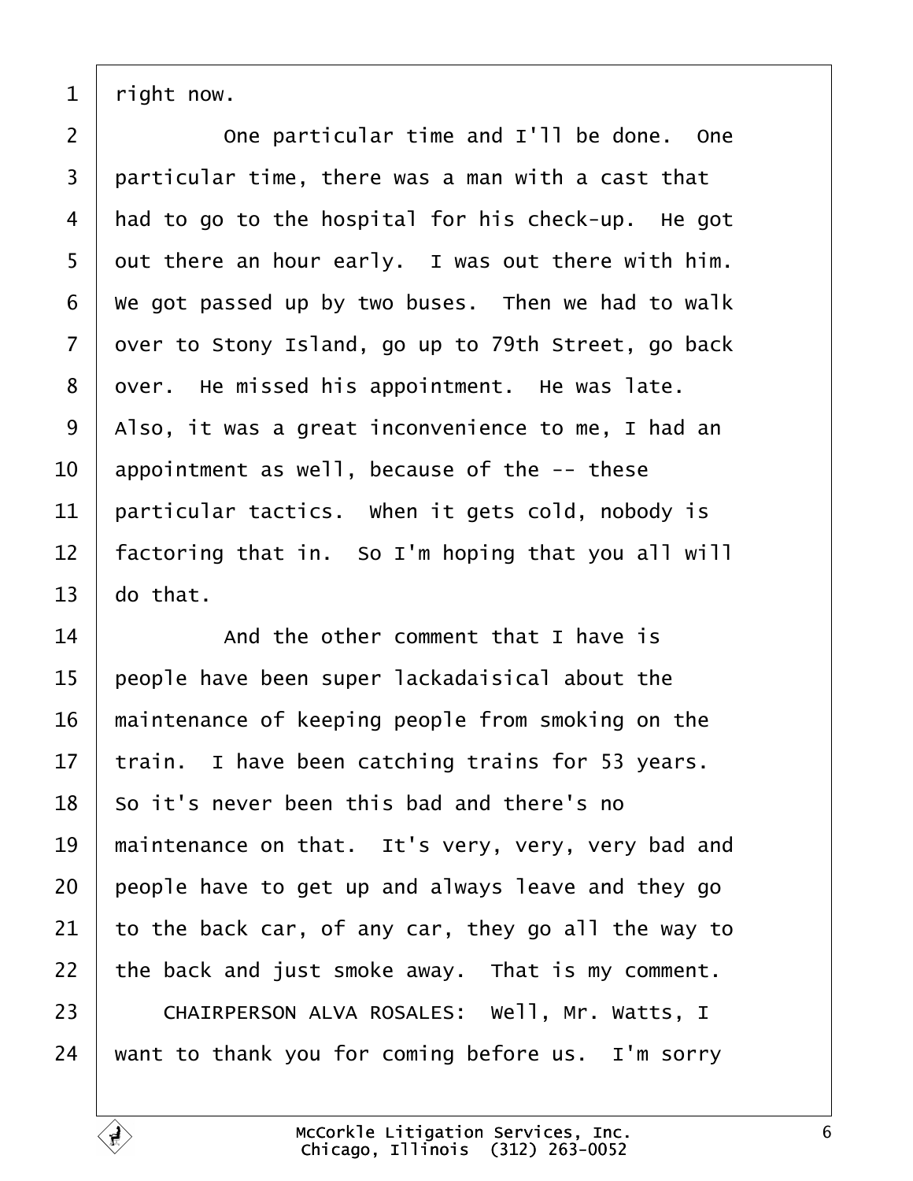right now.

One particular time and I'll be done. One particular time, there was a man with a cast that had to go to the hospital for his check-up. He got out there an hour early. I was out there with him. We got passed up by two buses. Then we had to walk over to Stony Island, go up to 79th Street, go back over. He missed his appointment. He was late. Also, it was a great inconvenience to me, I had an appointment as well, because of the -- these particular tactics. When it gets cold, nobody is factoring that in. So I'm hoping that you all will do that.

And the other comment that I have is people have been super lackadaisical about the maintenance of keeping people from smoking on the train. I have been catching trains for 53 years. So it's never been this bad and there's no maintenance on that. It's very, very, very bad and people have to get up and always leave and they go to the back car, of any car, they go all the way to the back and just smoke away. That is my comment.

CHAIRPERSON ALVA ROSALES: Well, Mr. Watts, I want to thank you for coming before us. I'm sorry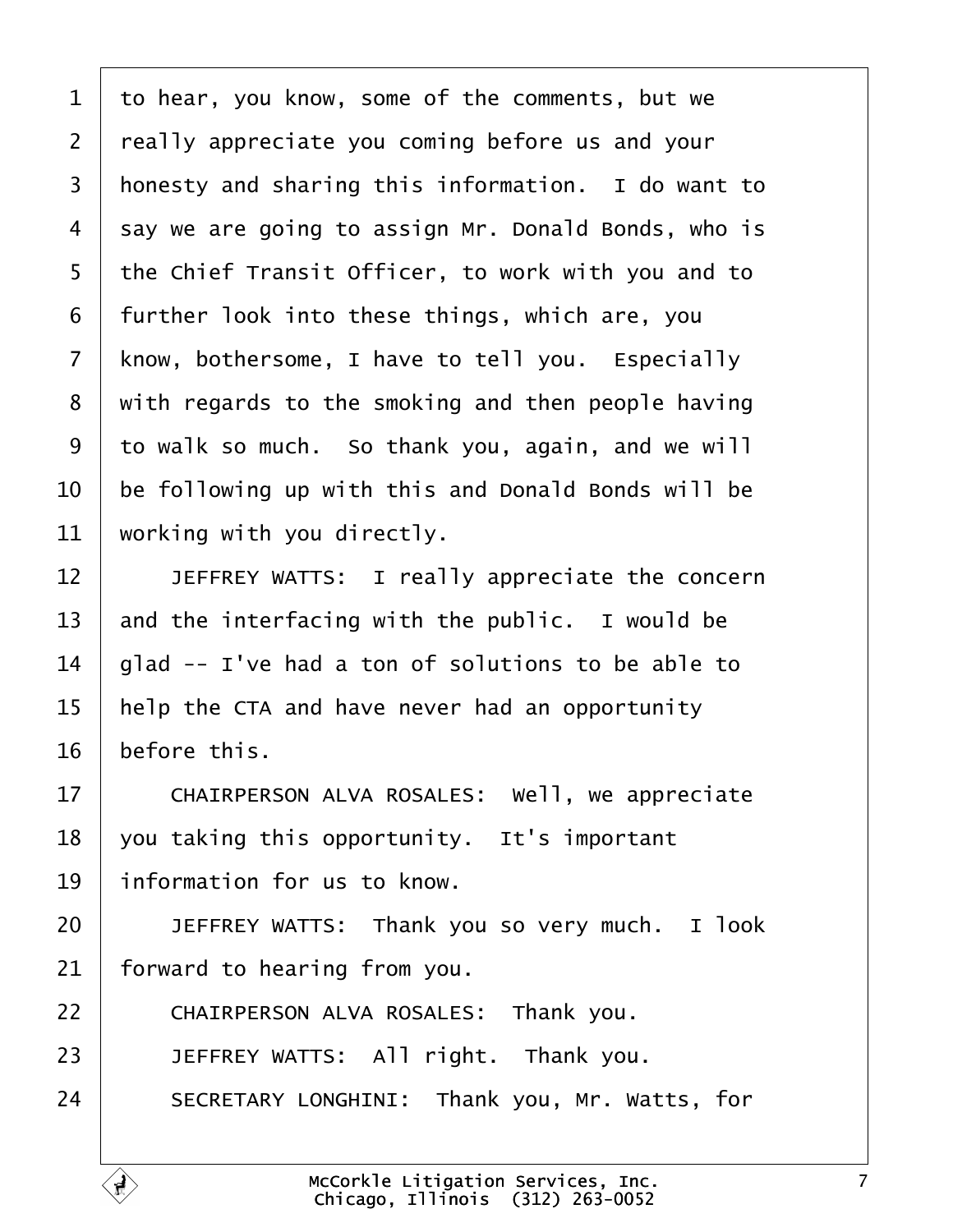1 to hear, you know, some of the comments, but we
2 really appreciate you coming before us and your
3 honesty and sharing this information. I do want to
4 say we are going to assign Mr. Donald Bonds, who is
5 the Chief Transit Officer, to work with you and to
6 further look into these things, which are, you
7 know, bothersome, I have to tell you. Especially
8 with regards to the smoking and then people having
9 to walk so much. So thank you, again, and we will
10 be following up with this and Donald Bonds will be
11 working with you directly.
12 JEFFREY WATTS: I really appreciate the concern
13 and the interfacing with the public. I would be
14 glad -- I've had a ton of solutions to be able to
15 help the CTA and have never had an opportunity
16 before this.
17 CHAIRPERSON ALVA ROSALES: Well, we appreciate
18 you taking this opportunity. It's important
19 information for us to know.
20 JEFFREY WATTS: Thank you so very much. I look
21 forward to hearing from you.
22 CHAIRPERSON ALVA ROSALES: Thank you.
23 JEFFREY WATTS: All right. Thank you.
24 SECRETARY LONGHINI: Thank you, Mr. Watts, for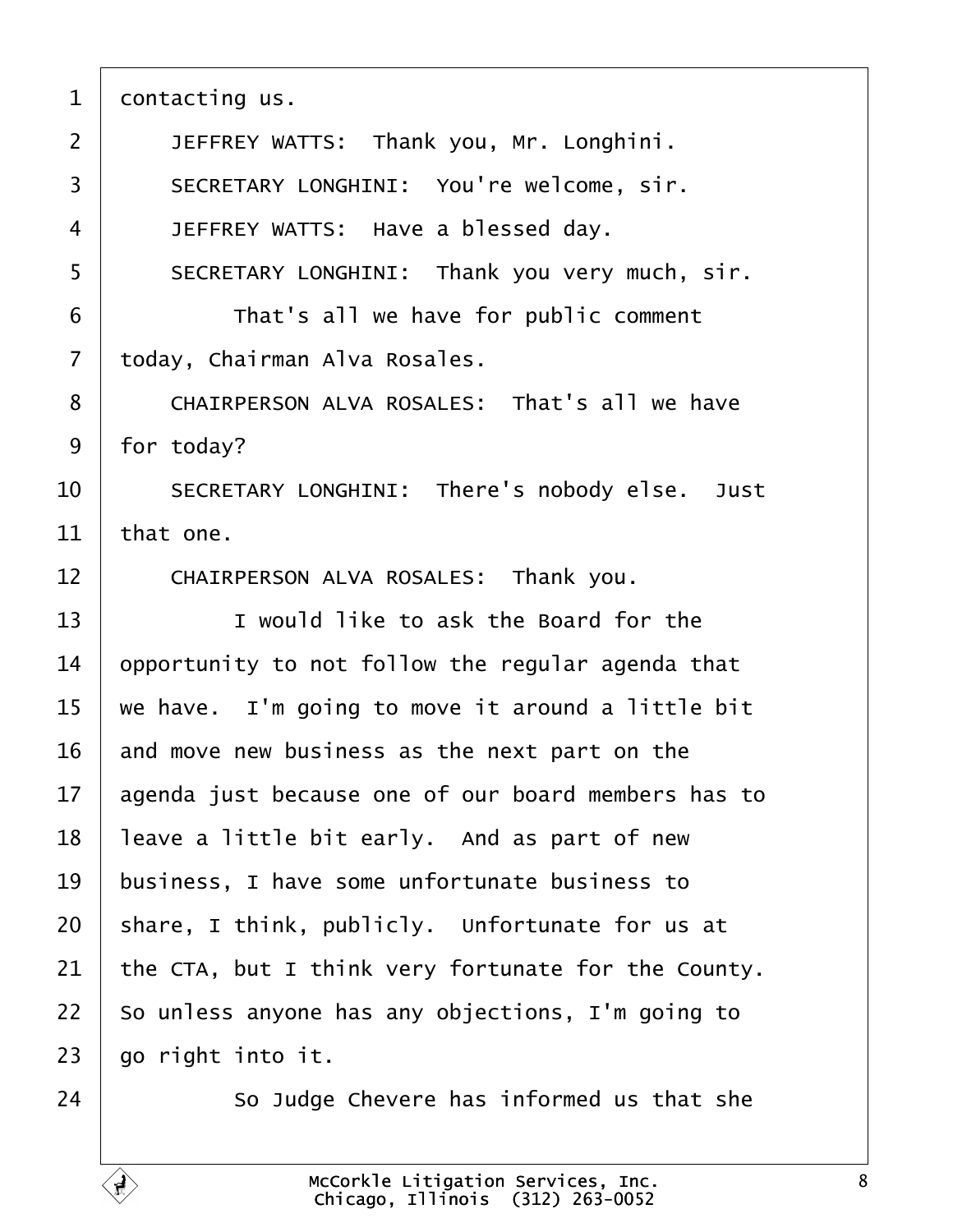1 contacting us.

2 JEFFREY WATTS: Thank you, Mr. Longhini.

3 SECRETARY LONGHINI: You're welcome, sir.

4 JEFFREY WATTS: Have a blessed day.

5 SECRETARY LONGHINI: Thank you very much, sir.

6 That's all we have for public comment

7 today, Chairman Alva Rosales.

8 CHAIRPERSON ALVA ROSALES: That's all we have

9 for today?

10 SECRETARY LONGHINI: There's nobody else. Just

11 that one.

12 CHAIRPERSON ALVA ROSALES: Thank you.

13 I would like to ask the Board for the

14 opportunity to not follow the regular agenda that

15 we have. I'm going to move it around a little bit

16 and move new business as the next part on the

17 agenda just because one of our board members has to

18 leave a little bit early. And as part of new

19 business, I have some unfortunate business to

20 share, I think, publicly. Unfortunate for us at

21 the CTA, but I think very fortunate for the County.

22 So unless anyone has any objections, I'm going to

23 go right into it.

24 So Judge Chevere has informed us that she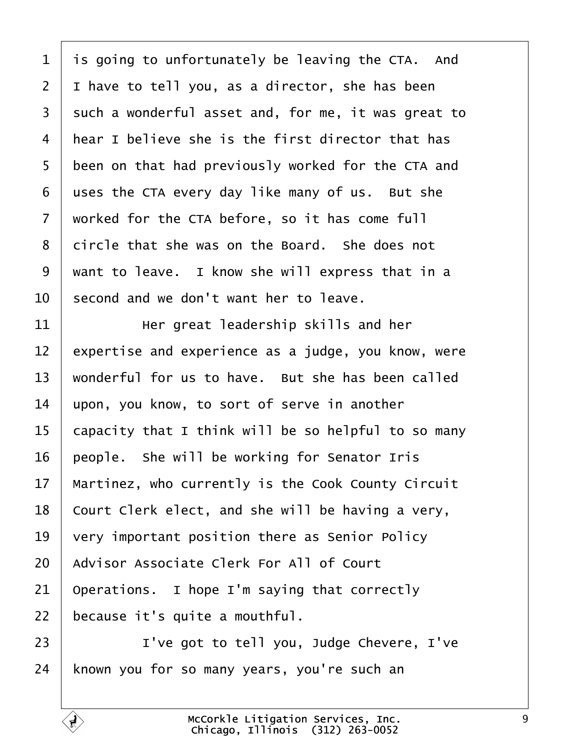is going to unfortunately be leaving the CTA. And I have to tell you, as a director, she has been such a wonderful asset and, for me, it was great to hear I believe she is the first director that has been on that had previously worked for the CTA and uses the CTA every day like many of us. But she worked for the CTA before, so it has come full circle that she was on the Board. She does not want to leave. I know she will express that in a second and we don't want her to leave.

Her great leadership skills and her expertise and experience as a judge, you know, were wonderful for us to have. But she has been called upon, you know, to sort of serve in another capacity that I think will be so helpful to so many people. She will be working for Senator Iris Martinez, who currently is the Cook County Circuit Court Clerk elect, and she will be having a very, very important position there as Senior Policy Advisor Associate Clerk For All of Court Operations. I hope I'm saying that correctly because it's quite a mouthful.

I've got to tell you, Judge Chevere, I've known you for so many years, you're such an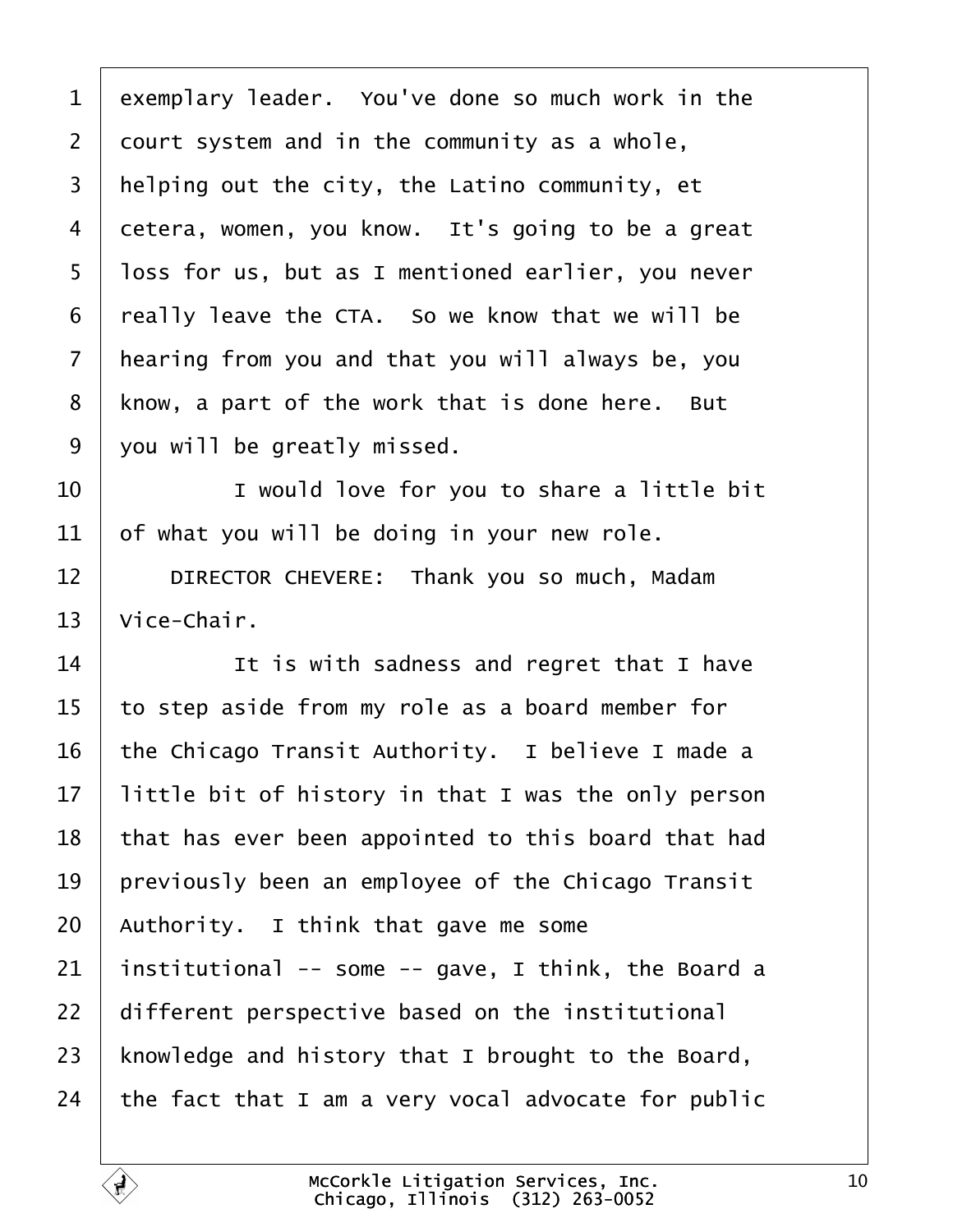exemplary leader. You've done so much work in the court system and in the community as a whole, helping out the city, the Latino community, et cetera, women, you know. It's going to be a great loss for us, but as I mentioned earlier, you never really leave the CTA. So we know that we will be hearing from you and that you will always be, you know, a part of the work that is done here. But you will be greatly missed.

I would love for you to share a little bit of what you will be doing in your new role.

DIRECTOR CHEVERE: Thank you so much, Madam Vice-Chair.

It is with sadness and regret that I have to step aside from my role as a board member for the Chicago Transit Authority. I believe I made a little bit of history in that I was the only person that has ever been appointed to this board that had previously been an employee of the Chicago Transit Authority. I think that gave me some institutional -- some -- gave, I think, the Board a different perspective based on the institutional knowledge and history that I brought to the Board, the fact that I am a very vocal advocate for public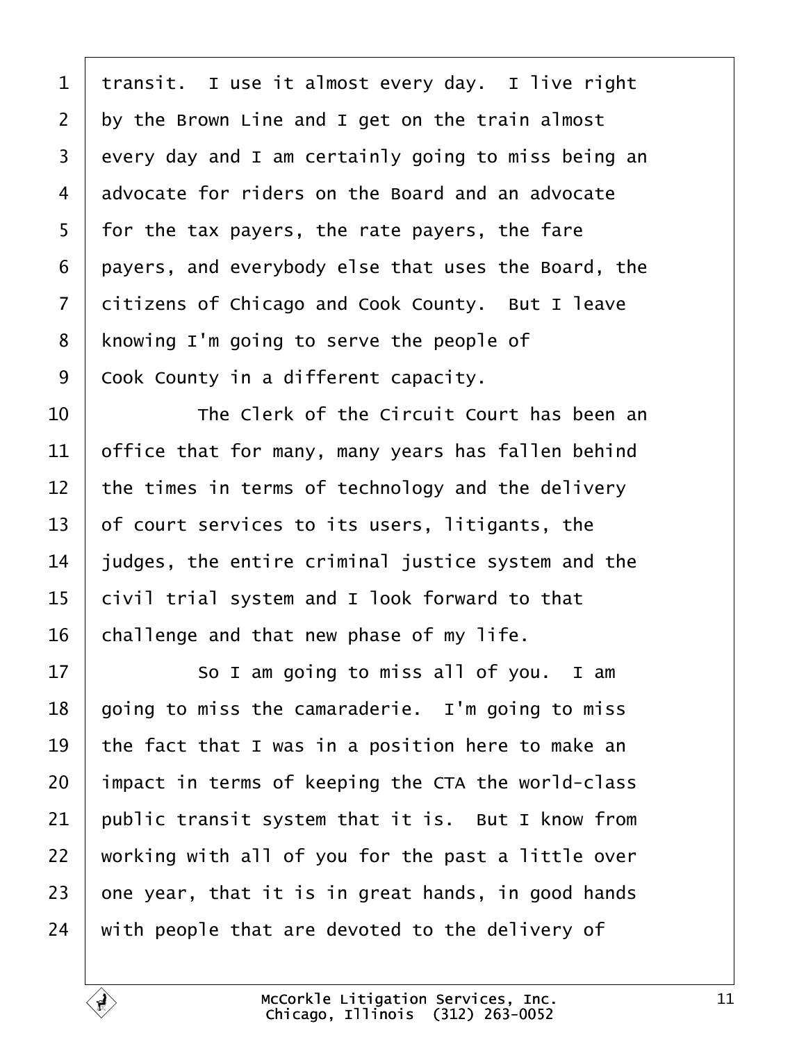1 transit. I use it almost every day. I live right
2 by the Brown Line and I get on the train almost
3 every day and I am certainly going to miss being an
4 advocate for riders on the Board and an advocate
5 for the tax payers, the rate payers, the fare
6 payers, and everybody else that uses the Board, the
7 citizens of Chicago and Cook County. But I leave
8 knowing I'm going to serve the people of
9 Cook County in a different capacity.
10 The Clerk of the Circuit Court has been an
11 office that for many, many years has fallen behind
12 the times in terms of technology and the delivery
13 of court services to its users, litigants, the
14 judges, the entire criminal justice system and the
15 civil trial system and I look forward to that
16 challenge and that new phase of my life.
17 So I am going to miss all of you. I am
18 going to miss the camaraderie. I'm going to miss
19 the fact that I was in a position here to make an
20 impact in terms of keeping the CTA the world-class
21 public transit system that it is. But I know from
22 working with all of you for the past a little over
23 one year, that it is in great hands, in good hands
24 with people that are devoted to the delivery of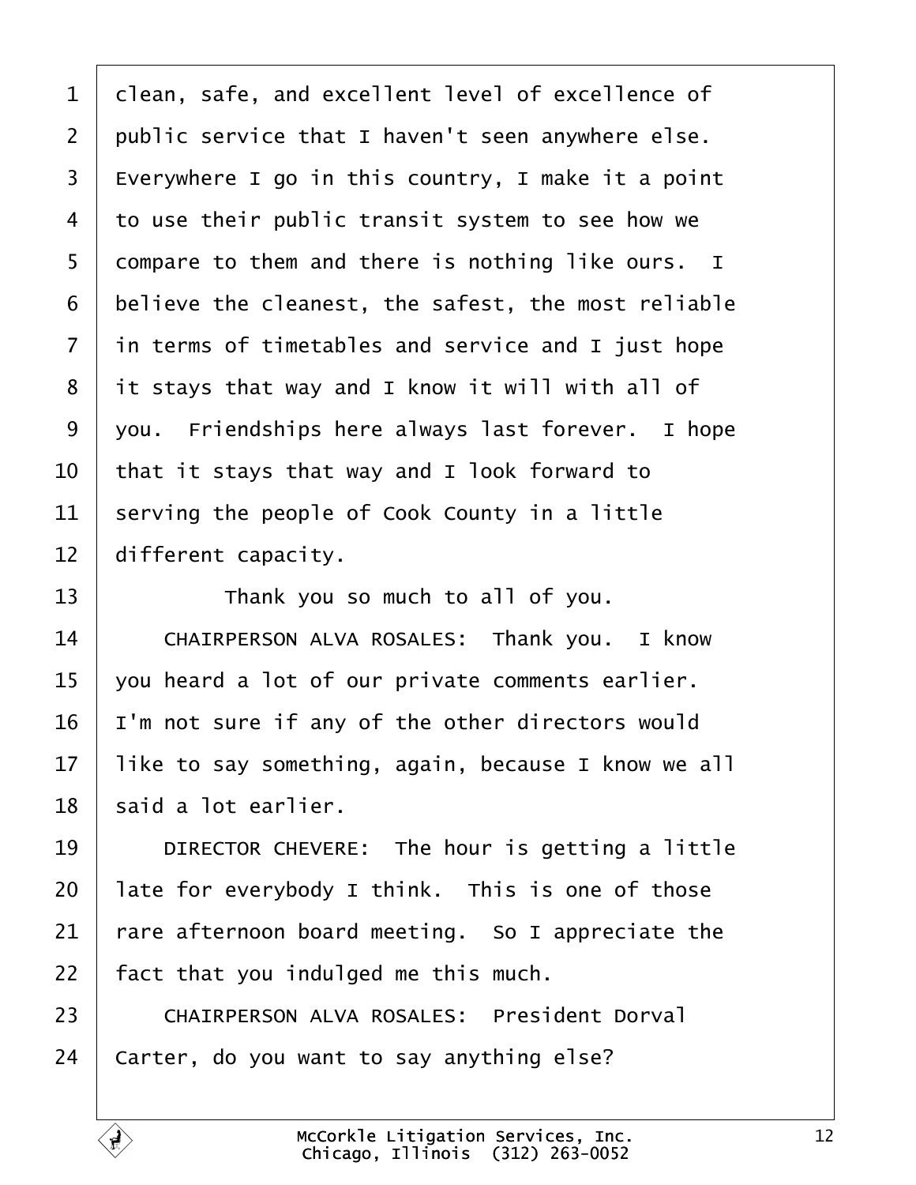clean, safe, and excellent level of excellence of public service that I haven't seen anywhere else. Everywhere I go in this country, I make it a point to use their public transit system to see how we compare to them and there is nothing like ours. I believe the cleanest, the safest, the most reliable in terms of timetables and service and I just hope it stays that way and I know it will with all of you. Friendships here always last forever. I hope that it stays that way and I look forward to serving the people of Cook County in a little different capacity.

Thank you so much to all of you.

CHAIRPERSON ALVA ROSALES: Thank you. I know you heard a lot of our private comments earlier. I'm not sure if any of the other directors would like to say something, again, because I know we all said a lot earlier.

DIRECTOR CHEVERE: The hour is getting a little late for everybody I think. This is one of those rare afternoon board meeting. So I appreciate the fact that you indulged me this much.

CHAIRPERSON ALVA ROSALES: President Dorval Carter, do you want to say anything else?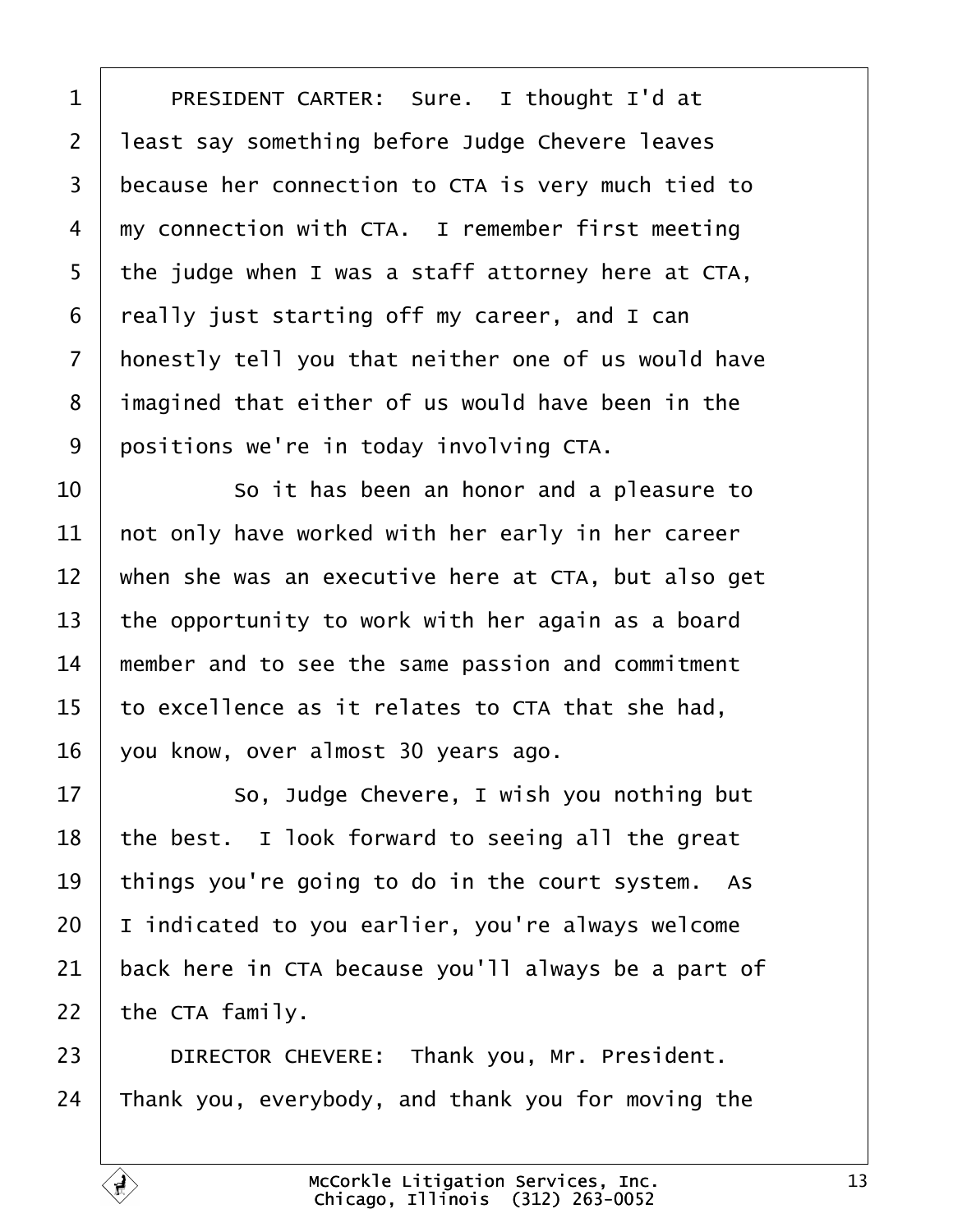PRESIDENT CARTER: Sure. I thought I'd at least say something before Judge Chevere leaves because her connection to CTA is very much tied to my connection with CTA. I remember first meeting the judge when I was a staff attorney here at CTA, really just starting off my career, and I can honestly tell you that neither one of us would have imagined that either of us would have been in the positions we're in today involving CTA.

So it has been an honor and a pleasure to not only have worked with her early in her career when she was an executive here at CTA, but also get the opportunity to work with her again as a board member and to see the same passion and commitment to excellence as it relates to CTA that she had, you know, over almost 30 years ago.

So, Judge Chevere, I wish you nothing but the best. I look forward to seeing all the great things you're going to do in the court system. As I indicated to you earlier, you're always welcome back here in CTA because you'll always be a part of the CTA family.

DIRECTOR CHEVERE: Thank you, Mr. President. Thank you, everybody, and thank you for moving the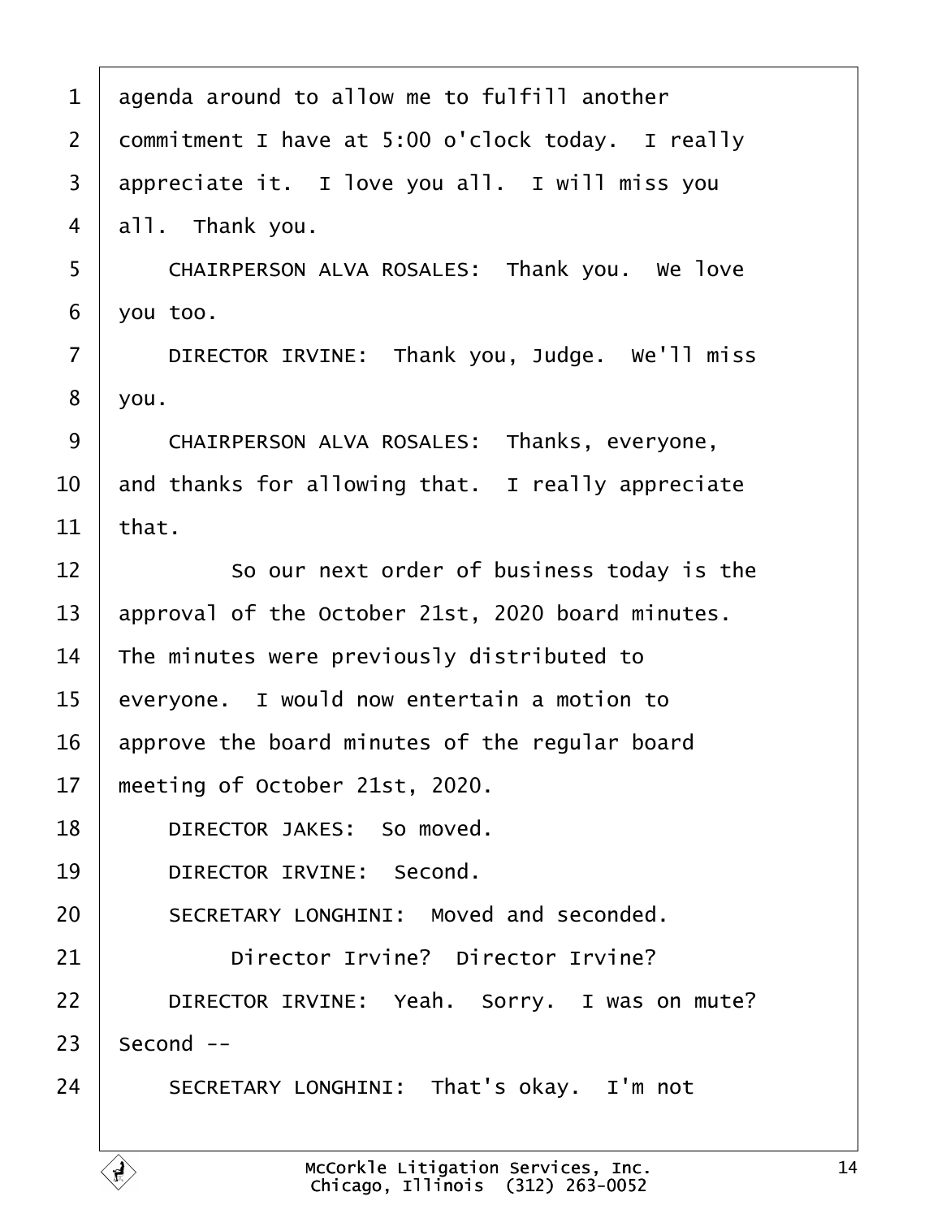agenda around to allow me to fulfill another commitment I have at 5:00 o'clock today. I really appreciate it. I love you all. I will miss you all. Thank you.

CHAIRPERSON ALVA ROSALES: Thank you. We love you too.

DIRECTOR IRVINE: Thank you, Judge. We'll miss you.

CHAIRPERSON ALVA ROSALES: Thanks, everyone, and thanks for allowing that. I really appreciate that.

So our next order of business today is the approval of the October 21st, 2020 board minutes. The minutes were previously distributed to everyone. I would now entertain a motion to approve the board minutes of the regular board meeting of October 21st, 2020.

DIRECTOR JAKES: So moved.

DIRECTOR IRVINE: Second.

SECRETARY LONGHINI: Moved and seconded.

Director Irvine? Director Irvine?

DIRECTOR IRVINE: Yeah. Sorry. I was on mute? Second --

SECRETARY LONGHINI: That's okay. I'm not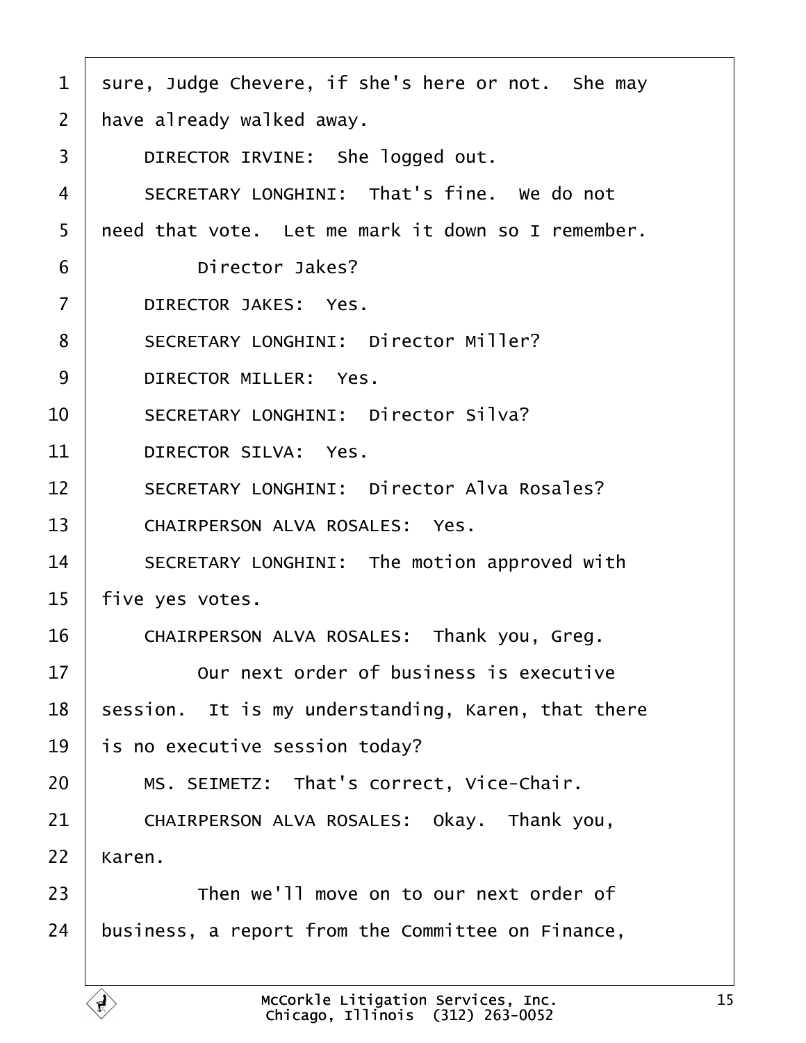1 sure, Judge Chevere, if she's here or not. She may
2 have already walked away.
3 DIRECTOR IRVINE: She logged out.
4 SECRETARY LONGHINI: That's fine. We do not
5 need that vote. Let me mark it down so I remember.
6 Director Jakes?
7 DIRECTOR JAKES: Yes.
8 SECRETARY LONGHINI: Director Miller?
9 DIRECTOR MILLER: Yes.
10 SECRETARY LONGHINI: Director Silva?
11 DIRECTOR SILVA: Yes.
12 SECRETARY LONGHINI: Director Alva Rosales?
13 CHAIRPERSON ALVA ROSALES: Yes.
14 SECRETARY LONGHINI: The motion approved with
15 five yes votes.
16 CHAIRPERSON ALVA ROSALES: Thank you, Greg.
17 Our next order of business is executive
18 session. It is my understanding, Karen, that there
19 is no executive session today?
20 MS. SEIMETZ: That's correct, Vice-Chair.
21 CHAIRPERSON ALVA ROSALES: Okay. Thank you,
22 Karen.
23 Then we'll move on to our next order of
24 business, a report from the Committee on Finance,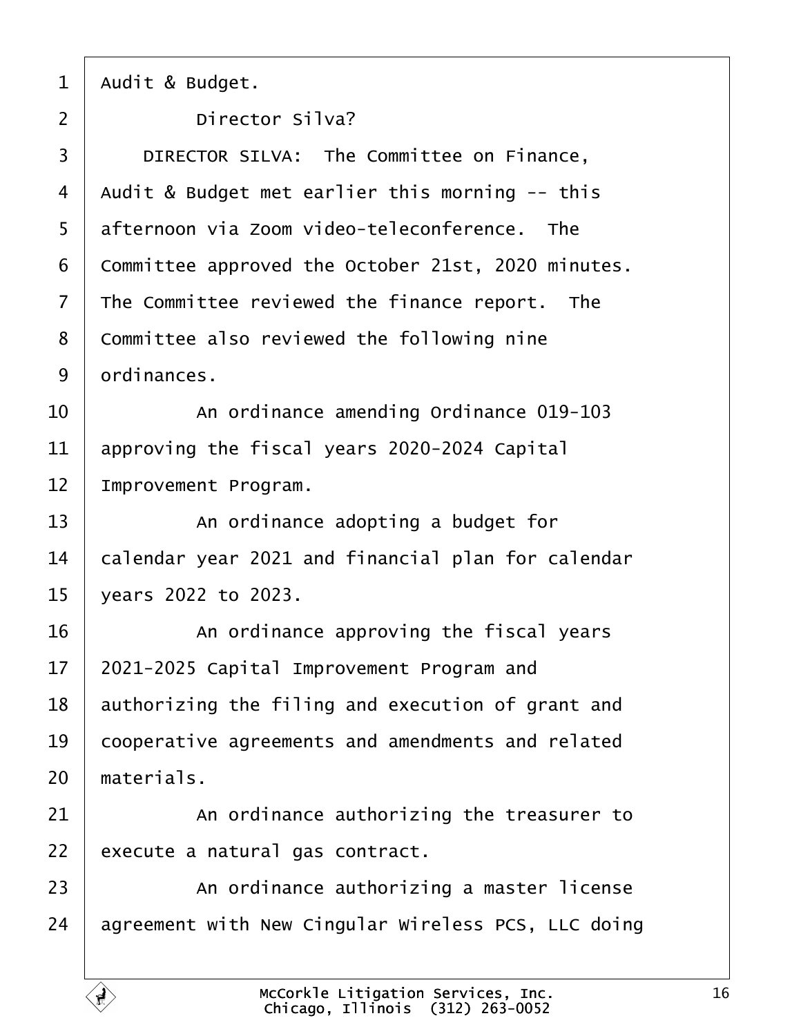Audit & Budget.

Director Silva?

DIRECTOR SILVA: The Committee on Finance, Audit & Budget met earlier this morning -- this afternoon via Zoom video-teleconference. The Committee approved the October 21st, 2020 minutes. The Committee reviewed the finance report. The Committee also reviewed the following nine ordinances.

An ordinance amending Ordinance 019-103 approving the fiscal years 2020-2024 Capital Improvement Program.

An ordinance adopting a budget for calendar year 2021 and financial plan for calendar years 2022 to 2023.

An ordinance approving the fiscal years 2021-2025 Capital Improvement Program and authorizing the filing and execution of grant and cooperative agreements and amendments and related materials.

An ordinance authorizing the treasurer to execute a natural gas contract.

An ordinance authorizing a master license agreement with New Cingular Wireless PCS, LLC doing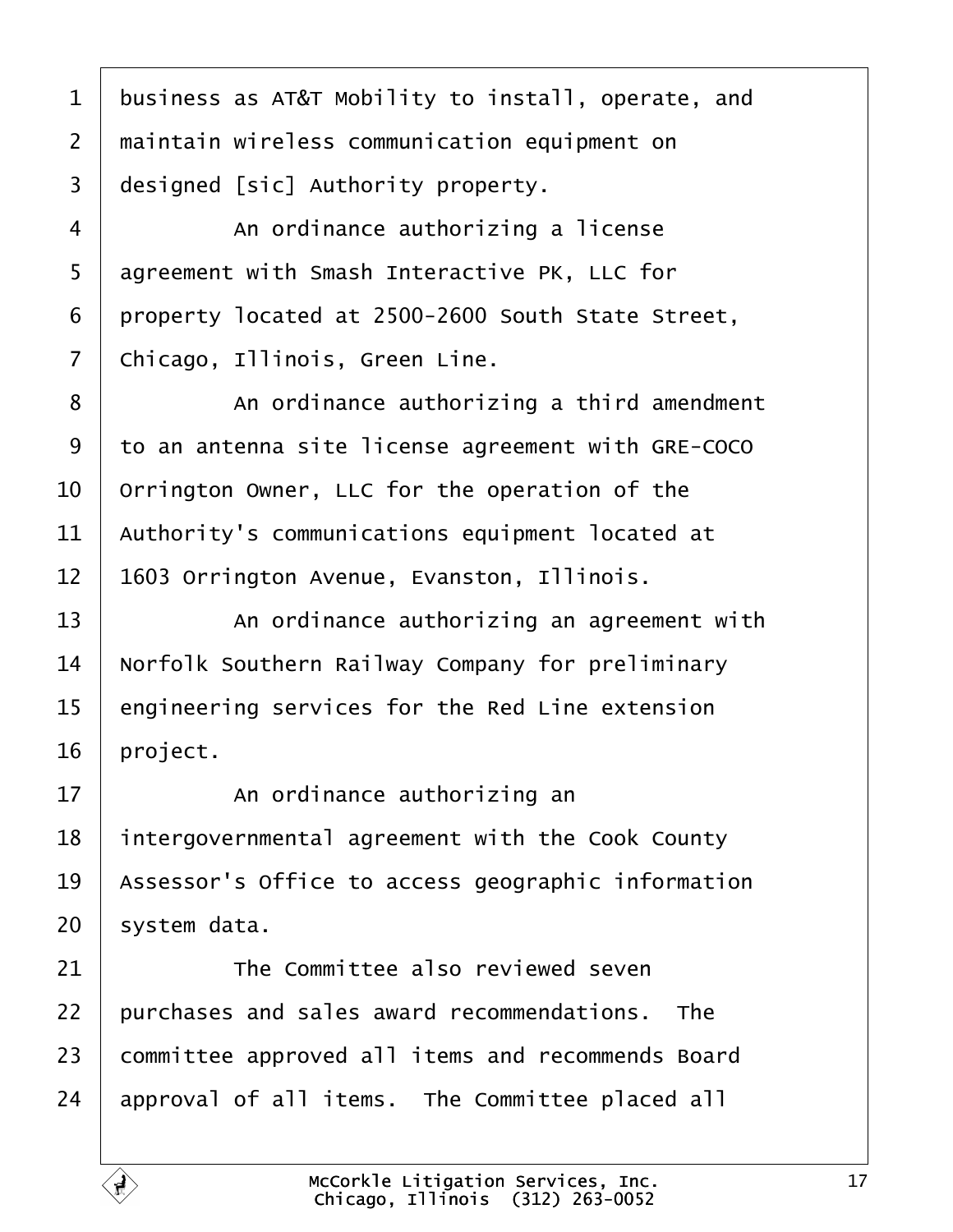business as AT&T Mobility to install, operate, and maintain wireless communication equipment on designed [sic] Authority property.

An ordinance authorizing a license agreement with Smash Interactive PK, LLC for property located at 2500-2600 South State Street, Chicago, Illinois, Green Line.

An ordinance authorizing a third amendment to an antenna site license agreement with GRE-COCO Orrington Owner, LLC for the operation of the Authority's communications equipment located at 1603 Orrington Avenue, Evanston, Illinois.

An ordinance authorizing an agreement with Norfolk Southern Railway Company for preliminary engineering services for the Red Line extension project.

An ordinance authorizing an intergovernmental agreement with the Cook County Assessor's Office to access geographic information system data.

The Committee also reviewed seven purchases and sales award recommendations. The committee approved all items and recommends Board approval of all items. The Committee placed all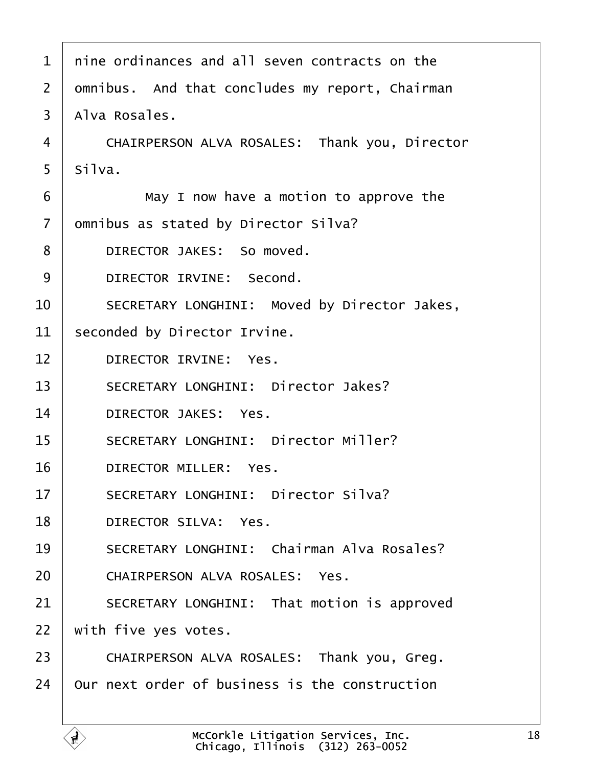nine ordinances and all seven contracts on the omnibus. And that concludes my report, Chairman Alva Rosales.

CHAIRPERSON ALVA ROSALES: Thank you, Director Silva.

May I now have a motion to approve the omnibus as stated by Director Silva?

DIRECTOR JAKES: So moved.

DIRECTOR IRVINE: Second.

SECRETARY LONGHINI: Moved by Director Jakes, seconded by Director Irvine.

DIRECTOR IRVINE: Yes.

SECRETARY LONGHINI: Director Jakes?

DIRECTOR JAKES: Yes.

SECRETARY LONGHINI: Director Miller?

DIRECTOR MILLER: Yes.

SECRETARY LONGHINI: Director Silva?

DIRECTOR SILVA: Yes.

SECRETARY LONGHINI: Chairman Alva Rosales?

CHAIRPERSON ALVA ROSALES: Yes.

SECRETARY LONGHINI: That motion is approved with five yes votes.

CHAIRPERSON ALVA ROSALES: Thank you, Greg. Our next order of business is the construction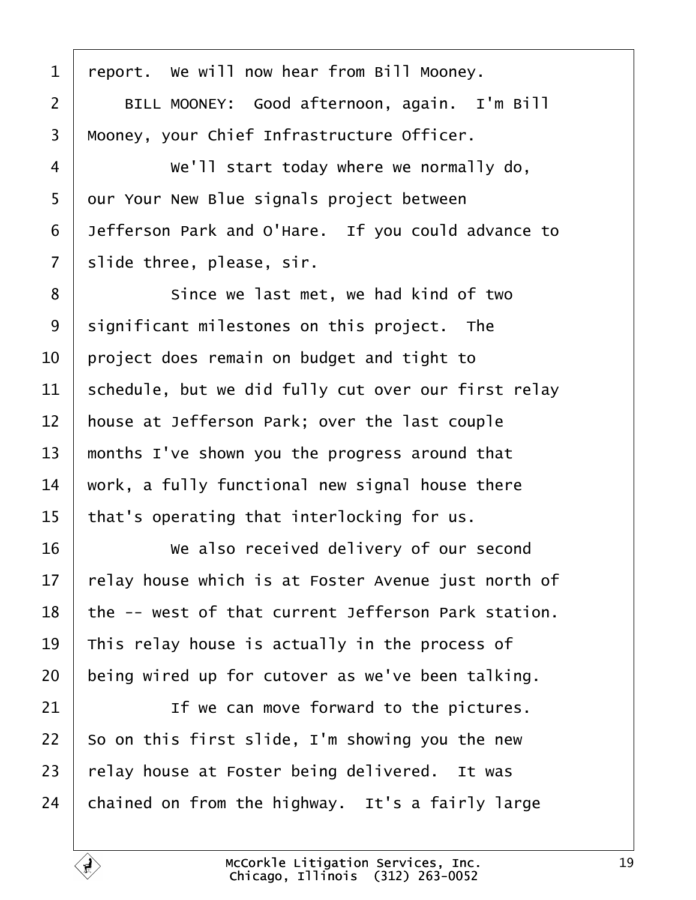report. We will now hear from Bill Mooney.

BILL MOONEY: Good afternoon, again. I'm Bill Mooney, your Chief Infrastructure Officer.

We'll start today where we normally do, our Your New Blue signals project between Jefferson Park and O'Hare. If you could advance to slide three, please, sir.

Since we last met, we had kind of two significant milestones on this project. The project does remain on budget and tight to schedule, but we did fully cut over our first relay house at Jefferson Park; over the last couple months I've shown you the progress around that work, a fully functional new signal house there that's operating that interlocking for us.

We also received delivery of our second relay house which is at Foster Avenue just north of the -- west of that current Jefferson Park station. This relay house is actually in the process of being wired up for cutover as we've been talking.

If we can move forward to the pictures. So on this first slide, I'm showing you the new relay house at Foster being delivered. It was chained on from the highway. It's a fairly large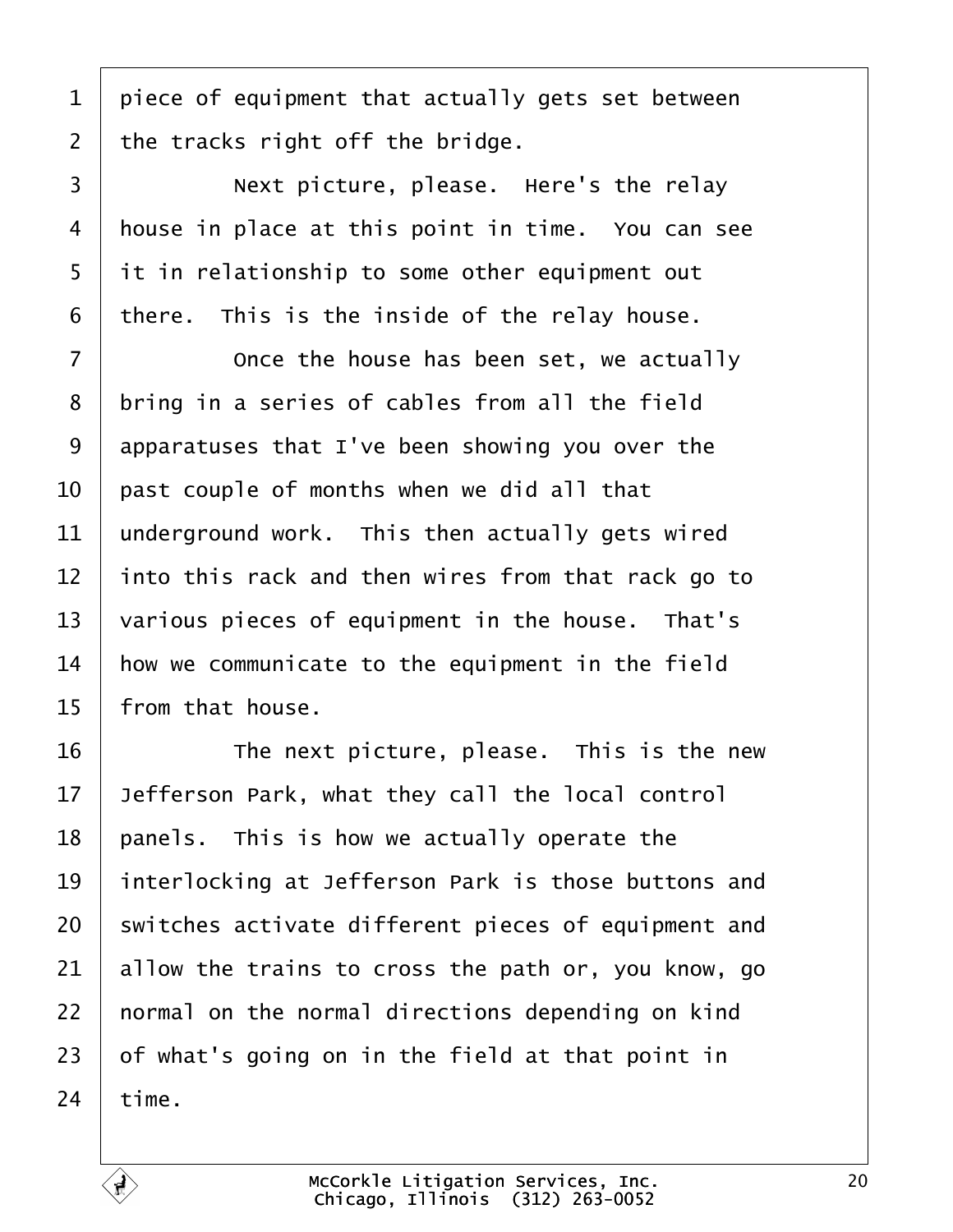1 piece of equipment that actually gets set between
2 the tracks right off the bridge.
3 Next picture, please. Here's the relay
4 house in place at this point in time. You can see
5 it in relationship to some other equipment out
6 there. This is the inside of the relay house.
7 Once the house has been set, we actually
8 bring in a series of cables from all the field
9 apparatuses that I've been showing you over the
10 past couple of months when we did all that
11 underground work. This then actually gets wired
12 into this rack and then wires from that rack go to
13 various pieces of equipment in the house. That's
14 how we communicate to the equipment in the field
15 from that house.
16 The next picture, please. This is the new
17 Jefferson Park, what they call the local control
18 panels. This is how we actually operate the
19 interlocking at Jefferson Park is those buttons and
20 switches activate different pieces of equipment and
21 allow the trains to cross the path or, you know, go
22 normal on the normal directions depending on kind
23 of what's going on in the field at that point in
24 time.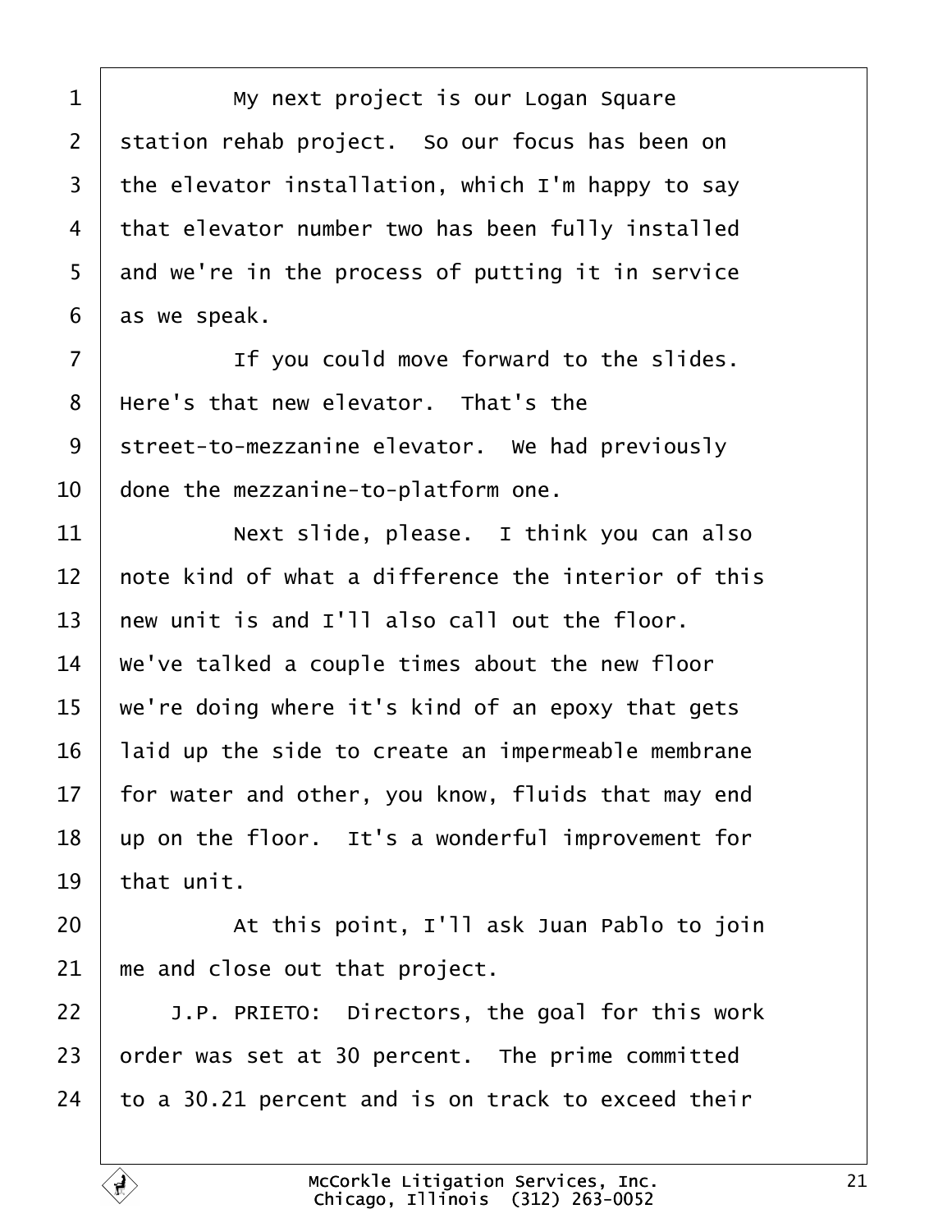My next project is our Logan Square station rehab project. So our focus has been on the elevator installation, which I'm happy to say that elevator number two has been fully installed and we're in the process of putting it in service as we speak.

If you could move forward to the slides. Here's that new elevator. That's the street-to-mezzanine elevator. We had previously done the mezzanine-to-platform one.

Next slide, please. I think you can also note kind of what a difference the interior of this new unit is and I'll also call out the floor. We've talked a couple times about the new floor we're doing where it's kind of an epoxy that gets laid up the side to create an impermeable membrane for water and other, you know, fluids that may end up on the floor. It's a wonderful improvement for that unit.

At this point, I'll ask Juan Pablo to join me and close out that project.

J.P. PRIETO: Directors, the goal for this work order was set at 30 percent. The prime committed to a 30.21 percent and is on track to exceed their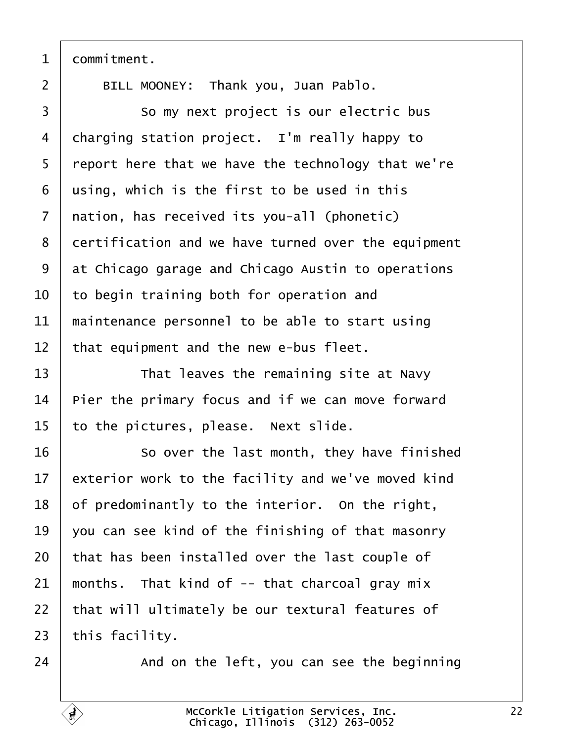commitment.

BILL MOONEY: Thank you, Juan Pablo.

So my next project is our electric bus charging station project. I'm really happy to report here that we have the technology that we're using, which is the first to be used in this nation, has received its you-all (phonetic) certification and we have turned over the equipment at Chicago garage and Chicago Austin to operations to begin training both for operation and maintenance personnel to be able to start using that equipment and the new e-bus fleet.

That leaves the remaining site at Navy Pier the primary focus and if we can move forward to the pictures, please. Next slide.

So over the last month, they have finished exterior work to the facility and we've moved kind of predominantly to the interior. On the right, you can see kind of the finishing of that masonry that has been installed over the last couple of months. That kind of -- that charcoal gray mix that will ultimately be our textural features of this facility.

And on the left, you can see the beginning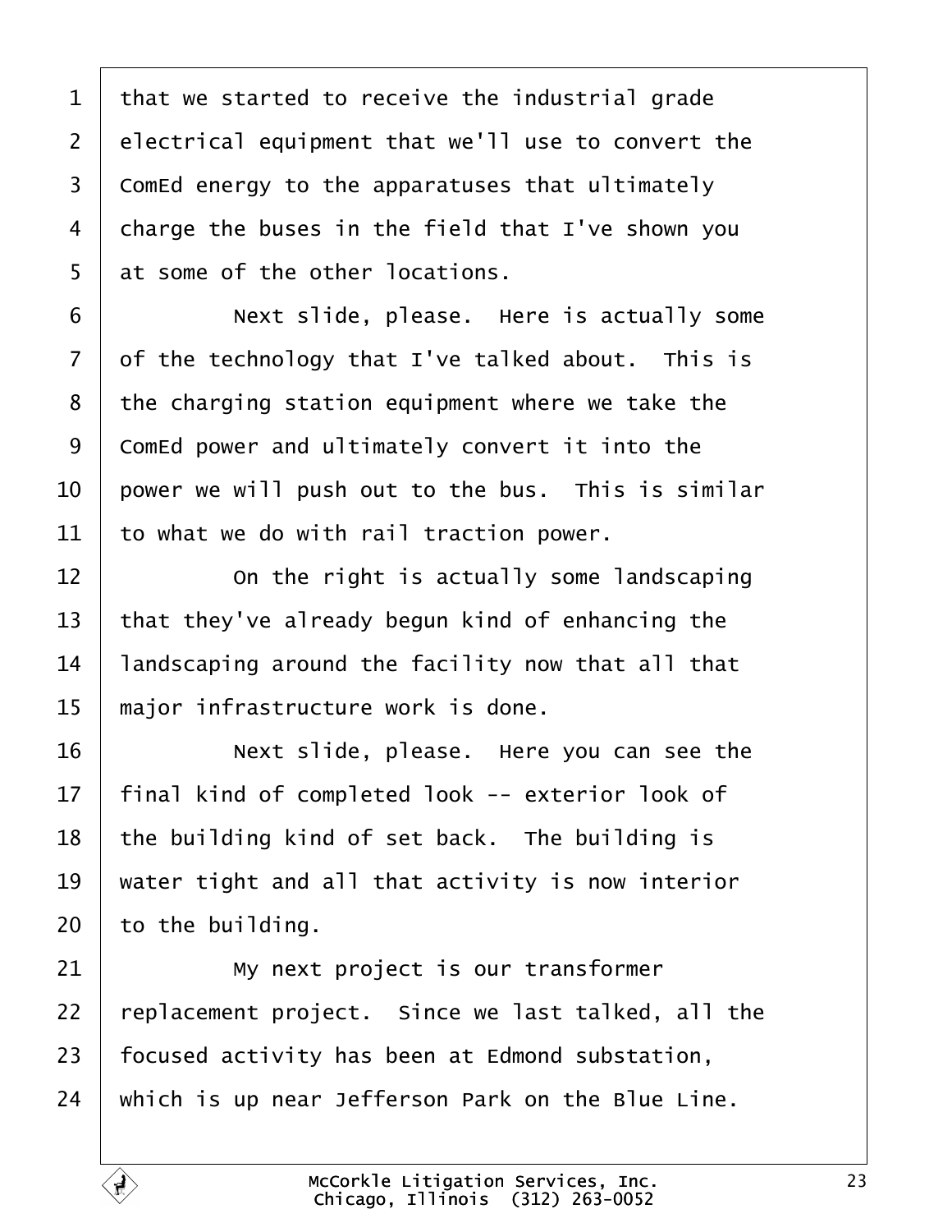that we started to receive the industrial grade electrical equipment that we'll use to convert the ComEd energy to the apparatuses that ultimately charge the buses in the field that I've shown you at some of the other locations.

Next slide, please. Here is actually some of the technology that I've talked about. This is the charging station equipment where we take the ComEd power and ultimately convert it into the power we will push out to the bus. This is similar to what we do with rail traction power.

On the right is actually some landscaping that they've already begun kind of enhancing the landscaping around the facility now that all that major infrastructure work is done.

Next slide, please. Here you can see the final kind of completed look -- exterior look of the building kind of set back. The building is water tight and all that activity is now interior to the building.

My next project is our transformer replacement project. Since we last talked, all the focused activity has been at Edmond substation, which is up near Jefferson Park on the Blue Line.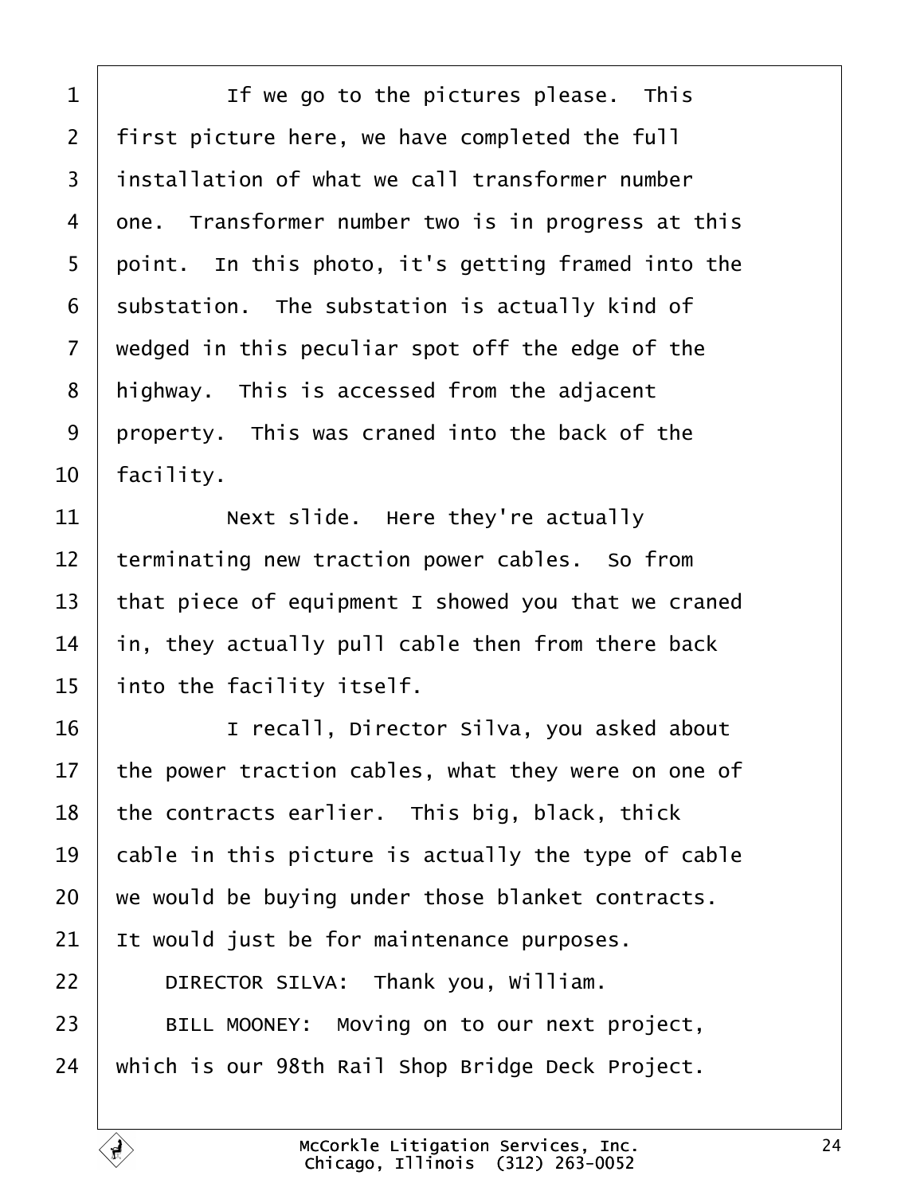If we go to the pictures please. This first picture here, we have completed the full installation of what we call transformer number one. Transformer number two is in progress at this point. In this photo, it's getting framed into the substation. The substation is actually kind of wedged in this peculiar spot off the edge of the highway. This is accessed from the adjacent property. This was craned into the back of the facility.

Next slide. Here they're actually terminating new traction power cables. So from that piece of equipment I showed you that we craned in, they actually pull cable then from there back into the facility itself.

I recall, Director Silva, you asked about the power traction cables, what they were on one of the contracts earlier. This big, black, thick cable in this picture is actually the type of cable we would be buying under those blanket contracts. It would just be for maintenance purposes.

DIRECTOR SILVA: Thank you, William.

BILL MOONEY: Moving on to our next project, which is our 98th Rail Shop Bridge Deck Project.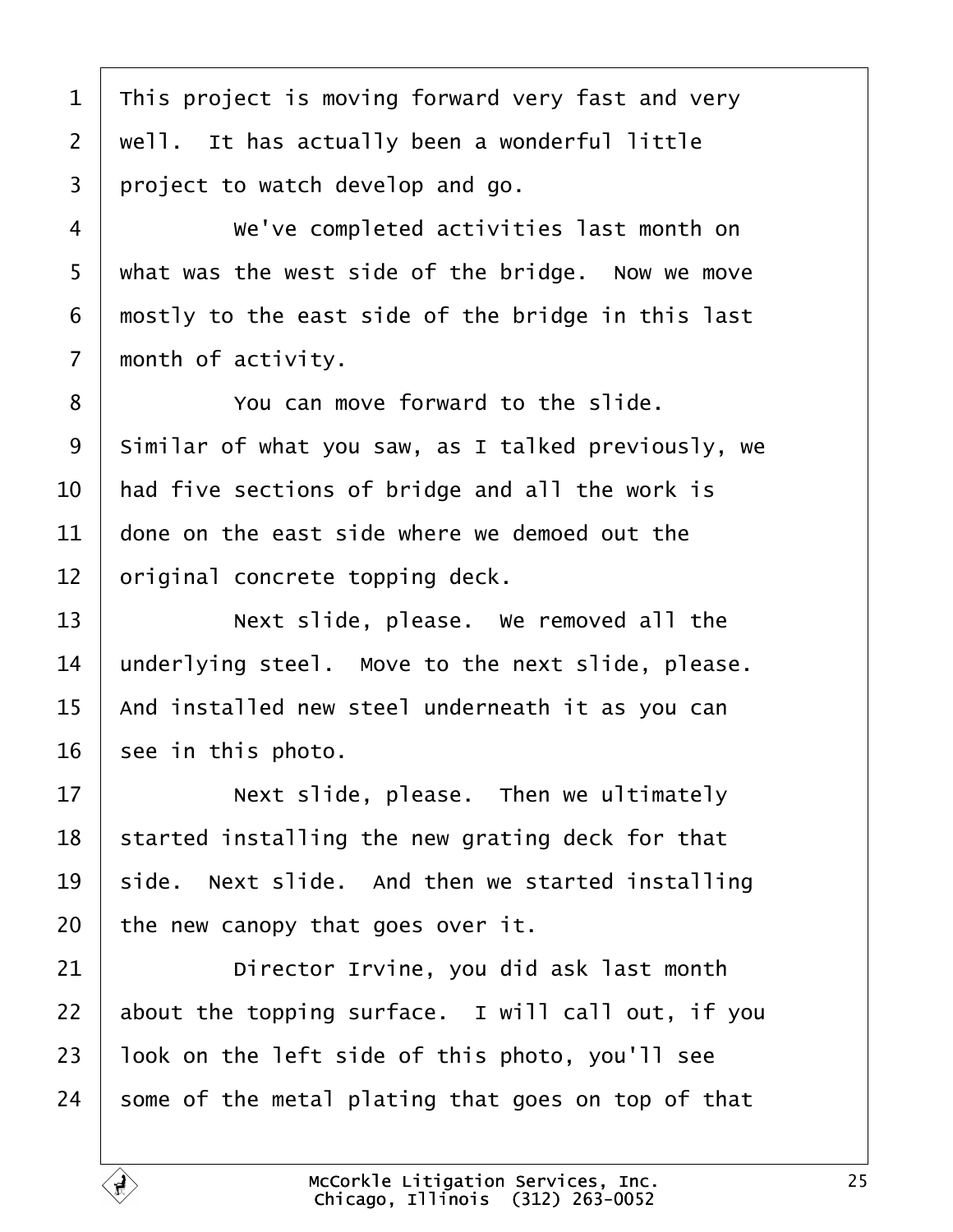This project is moving forward very fast and very well. It has actually been a wonderful little project to watch develop and go.

We've completed activities last month on what was the west side of the bridge. Now we move mostly to the east side of the bridge in this last month of activity.

You can move forward to the slide. Similar of what you saw, as I talked previously, we had five sections of bridge and all the work is done on the east side where we demoed out the original concrete topping deck.

Next slide, please. We removed all the underlying steel. Move to the next slide, please. And installed new steel underneath it as you can see in this photo.

Next slide, please. Then we ultimately started installing the new grating deck for that side. Next slide. And then we started installing the new canopy that goes over it.

Director Irvine, you did ask last month about the topping surface. I will call out, if you look on the left side of this photo, you'll see some of the metal plating that goes on top of that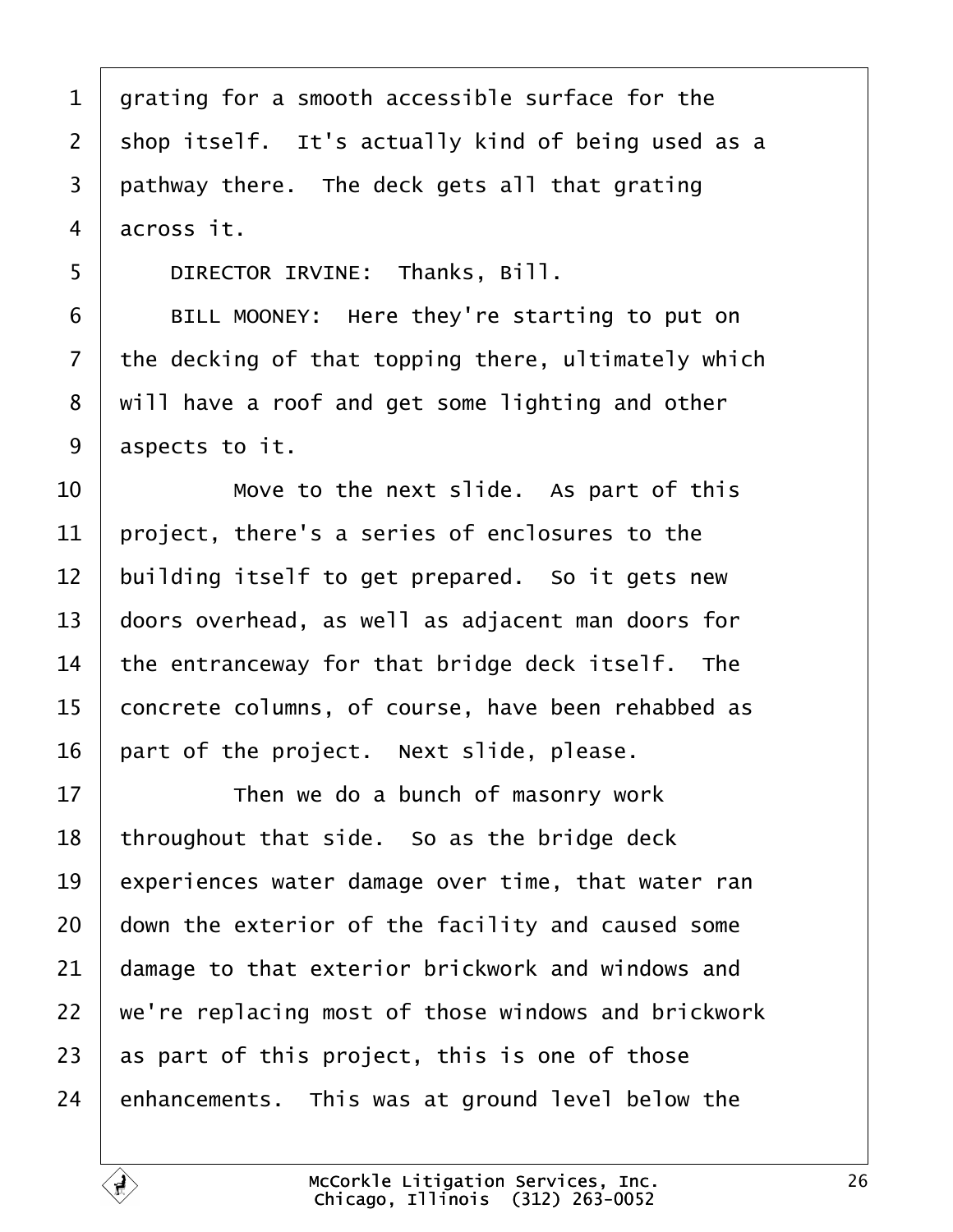grating for a smooth accessible surface for the shop itself. It's actually kind of being used as a pathway there. The deck gets all that grating across it.

DIRECTOR IRVINE: Thanks, Bill.

BILL MOONEY: Here they're starting to put on the decking of that topping there, ultimately which will have a roof and get some lighting and other aspects to it.

Move to the next slide. As part of this project, there's a series of enclosures to the building itself to get prepared. So it gets new doors overhead, as well as adjacent man doors for the entranceway for that bridge deck itself. The concrete columns, of course, have been rehabbed as part of the project. Next slide, please.

Then we do a bunch of masonry work throughout that side. So as the bridge deck experiences water damage over time, that water ran down the exterior of the facility and caused some damage to that exterior brickwork and windows and we're replacing most of those windows and brickwork as part of this project, this is one of those enhancements. This was at ground level below the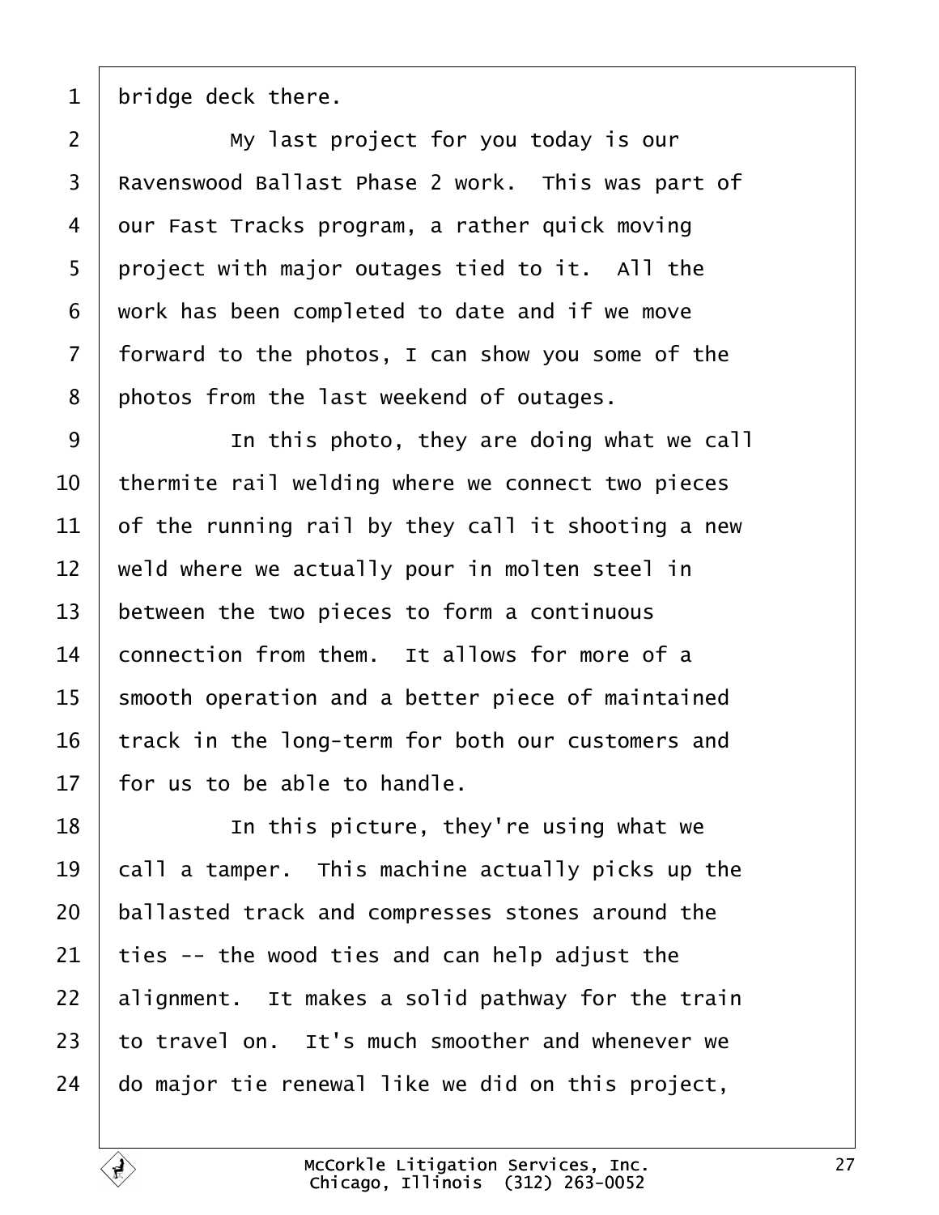bridge deck there.

My last project for you today is our Ravenswood Ballast Phase 2 work. This was part of our Fast Tracks program, a rather quick moving project with major outages tied to it. All the work has been completed to date and if we move forward to the photos, I can show you some of the photos from the last weekend of outages.

In this photo, they are doing what we call thermite rail welding where we connect two pieces of the running rail by they call it shooting a new weld where we actually pour in molten steel in between the two pieces to form a continuous connection from them. It allows for more of a smooth operation and a better piece of maintained track in the long-term for both our customers and for us to be able to handle.

In this picture, they're using what we call a tamper. This machine actually picks up the ballasted track and compresses stones around the ties -- the wood ties and can help adjust the alignment. It makes a solid pathway for the train to travel on. It's much smoother and whenever we do major tie renewal like we did on this project,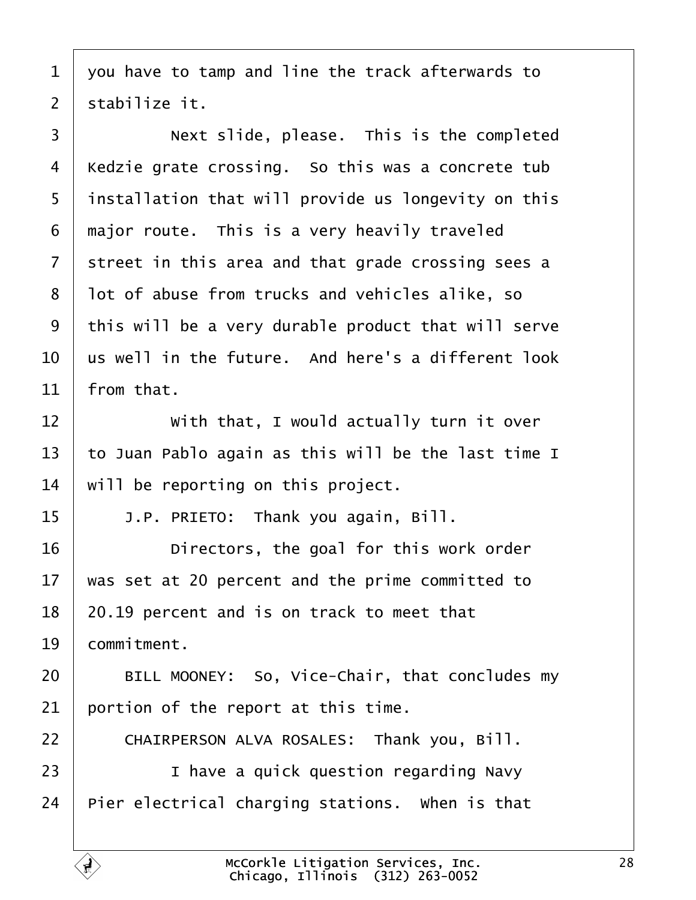you have to tamp and line the track afterwards to stabilize it.

Next slide, please. This is the completed Kedzie grate crossing. So this was a concrete tub installation that will provide us longevity on this major route. This is a very heavily traveled street in this area and that grade crossing sees a lot of abuse from trucks and vehicles alike, so this will be a very durable product that will serve us well in the future. And here's a different look from that.

With that, I would actually turn it over to Juan Pablo again as this will be the last time I will be reporting on this project.

J.P. PRIETO: Thank you again, Bill.

Directors, the goal for this work order was set at 20 percent and the prime committed to 20.19 percent and is on track to meet that commitment.

BILL MOONEY: So, Vice-Chair, that concludes my portion of the report at this time.

CHAIRPERSON ALVA ROSALES: Thank you, Bill.

I have a quick question regarding Navy Pier electrical charging stations. When is that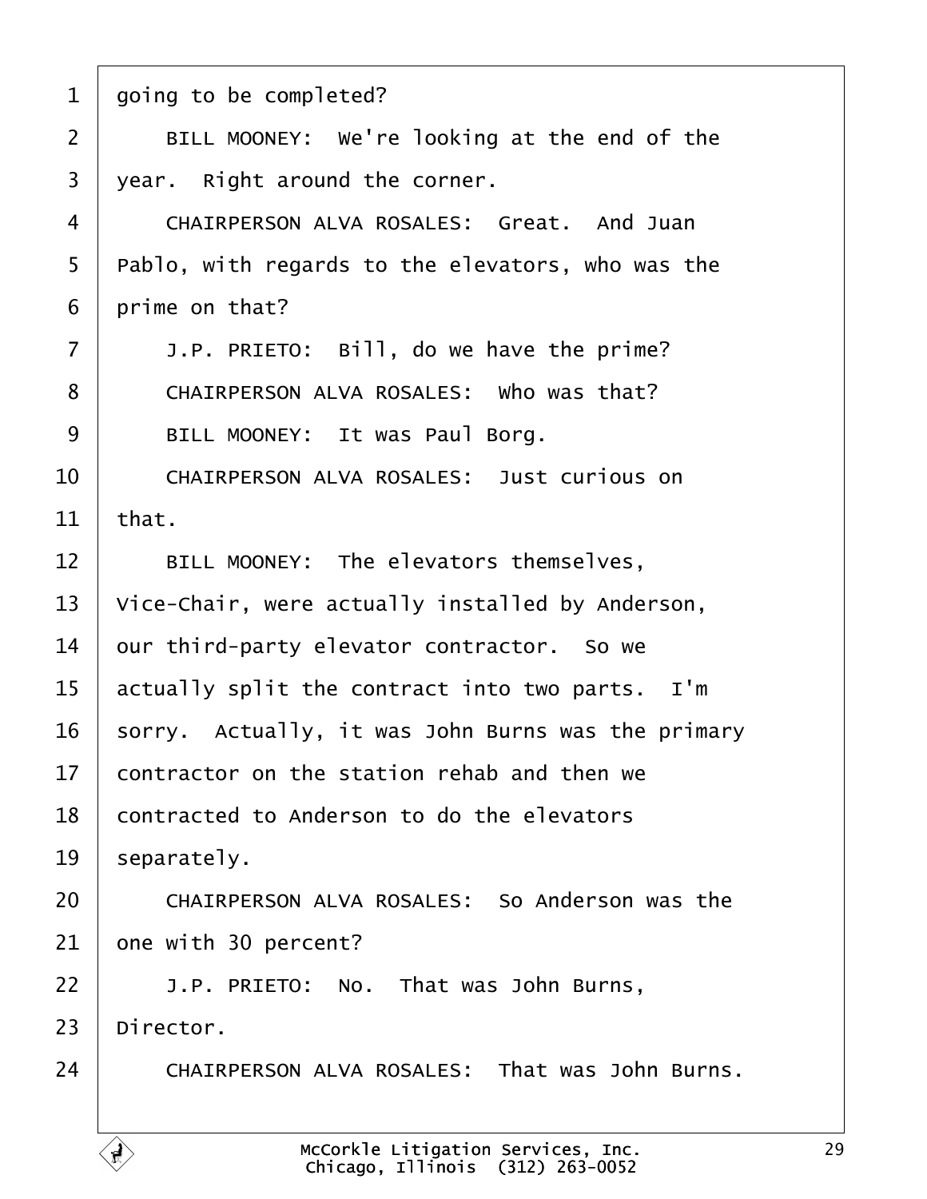going to be completed?

BILL MOONEY: We're looking at the end of the year. Right around the corner.

CHAIRPERSON ALVA ROSALES: Great. And Juan Pablo, with regards to the elevators, who was the prime on that?

J.P. PRIETO: Bill, do we have the prime?

CHAIRPERSON ALVA ROSALES: Who was that?

BILL MOONEY: It was Paul Borg.

CHAIRPERSON ALVA ROSALES: Just curious on that.

BILL MOONEY: The elevators themselves, Vice-Chair, were actually installed by Anderson, our third-party elevator contractor. So we actually split the contract into two parts. I'm sorry. Actually, it was John Burns was the primary contractor on the station rehab and then we contracted to Anderson to do the elevators separately.

CHAIRPERSON ALVA ROSALES: So Anderson was the one with 30 percent?

J.P. PRIETO: No. That was John Burns, Director.

CHAIRPERSON ALVA ROSALES: That was John Burns.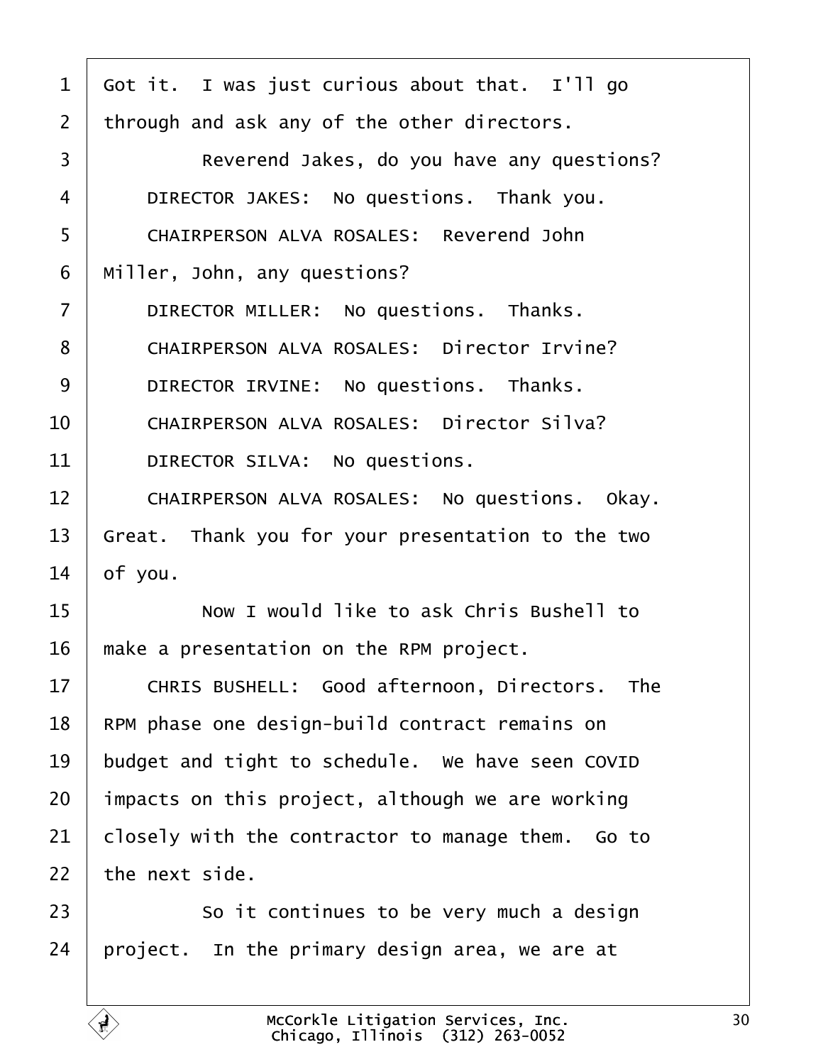Got it. I was just curious about that. I'll go through and ask any of the other directors.

Reverend Jakes, do you have any questions?

DIRECTOR JAKES: No questions. Thank you.

CHAIRPERSON ALVA ROSALES: Reverend John Miller, John, any questions?

DIRECTOR MILLER: No questions. Thanks.

CHAIRPERSON ALVA ROSALES: Director Irvine?

DIRECTOR IRVINE: No questions. Thanks.

CHAIRPERSON ALVA ROSALES: Director Silva?

DIRECTOR SILVA: No questions.

CHAIRPERSON ALVA ROSALES: No questions. Okay. Great. Thank you for your presentation to the two of you.

Now I would like to ask Chris Bushell to make a presentation on the RPM project.

CHRIS BUSHELL: Good afternoon, Directors. The RPM phase one design-build contract remains on budget and tight to schedule. We have seen COVID impacts on this project, although we are working closely with the contractor to manage them. Go to the next side.

So it continues to be very much a design project. In the primary design area, we are at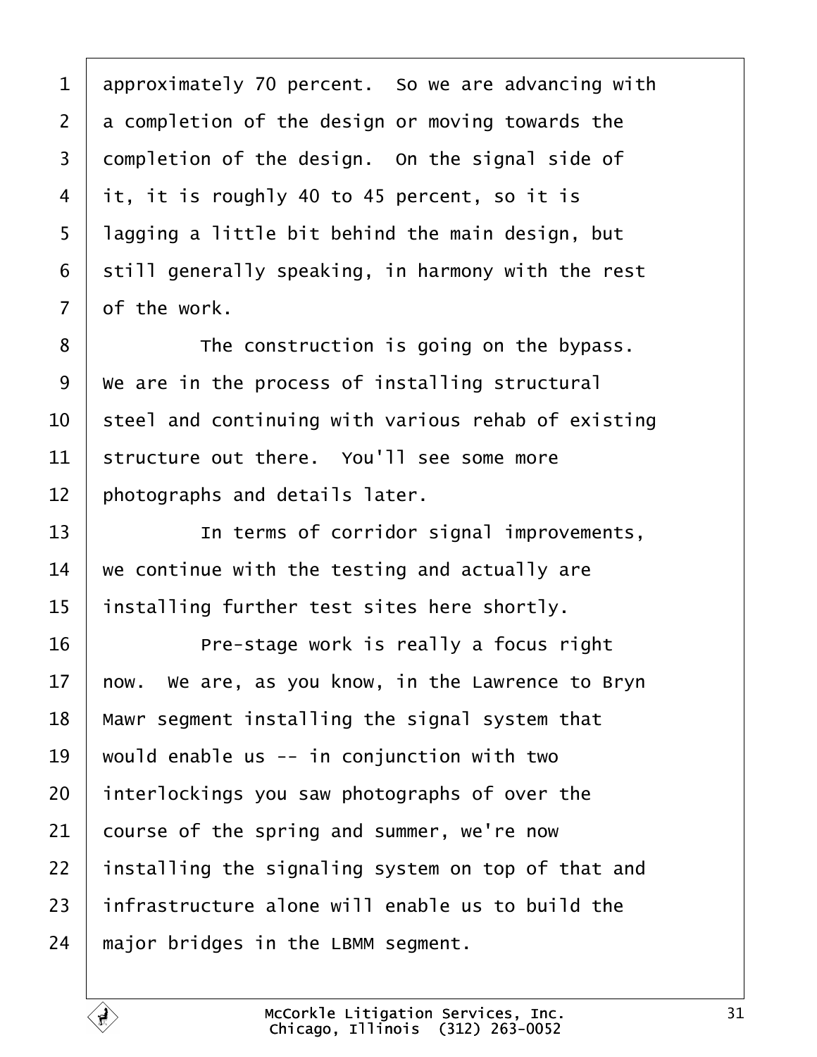approximately 70 percent. So we are advancing with a completion of the design or moving towards the completion of the design. On the signal side of it, it is roughly 40 to 45 percent, so it is lagging a little bit behind the main design, but still generally speaking, in harmony with the rest of the work.

The construction is going on the bypass. We are in the process of installing structural steel and continuing with various rehab of existing structure out there. You'll see some more photographs and details later.

In terms of corridor signal improvements, we continue with the testing and actually are installing further test sites here shortly.

Pre-stage work is really a focus right now. We are, as you know, in the Lawrence to Bryn Mawr segment installing the signal system that would enable us -- in conjunction with two interlockings you saw photographs of over the course of the spring and summer, we're now installing the signaling system on top of that and infrastructure alone will enable us to build the major bridges in the LBMM segment.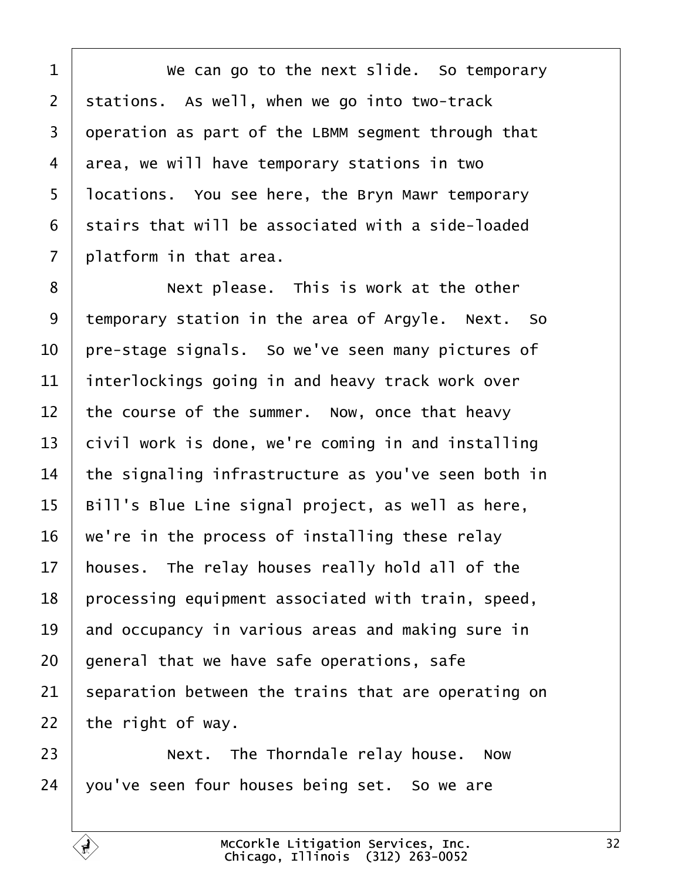1 We can go to the next slide. So temporary
2 stations. As well, when we go into two-track
3 operation as part of the LBMM segment through that
4 area, we will have temporary stations in two
5 locations. You see here, the Bryn Mawr temporary
6 stairs that will be associated with a side-loaded
7 platform in that area.
8 Next please. This is work at the other
9 temporary station in the area of Argyle. Next. So
10 pre-stage signals. So we've seen many pictures of
11 interlockings going in and heavy track work over
12 the course of the summer. Now, once that heavy
13 civil work is done, we're coming in and installing
14 the signaling infrastructure as you've seen both in
15 Bill's Blue Line signal project, as well as here,
16 we're in the process of installing these relay
17 houses. The relay houses really hold all of the
18 processing equipment associated with train, speed,
19 and occupancy in various areas and making sure in
20 general that we have safe operations, safe
21 separation between the trains that are operating on
22 the right of way.
23 Next. The Thorndale relay house. Now
24 you've seen four houses being set. So we are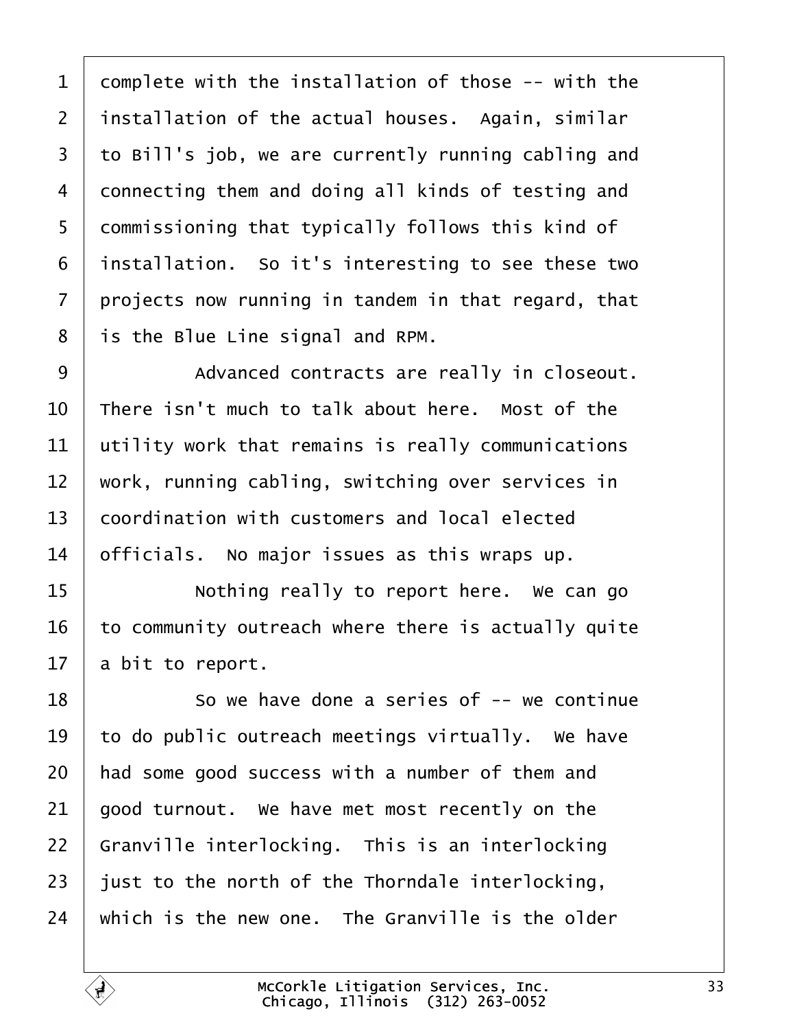complete with the installation of those -- with the installation of the actual houses. Again, similar to Bill's job, we are currently running cabling and connecting them and doing all kinds of testing and commissioning that typically follows this kind of installation. So it's interesting to see these two projects now running in tandem in that regard, that is the Blue Line signal and RPM.

Advanced contracts are really in closeout. There isn't much to talk about here. Most of the utility work that remains is really communications work, running cabling, switching over services in coordination with customers and local elected officials. No major issues as this wraps up.

Nothing really to report here. We can go to community outreach where there is actually quite a bit to report.

So we have done a series of -- we continue to do public outreach meetings virtually. We have had some good success with a number of them and good turnout. We have met most recently on the Granville interlocking. This is an interlocking just to the north of the Thorndale interlocking, which is the new one. The Granville is the older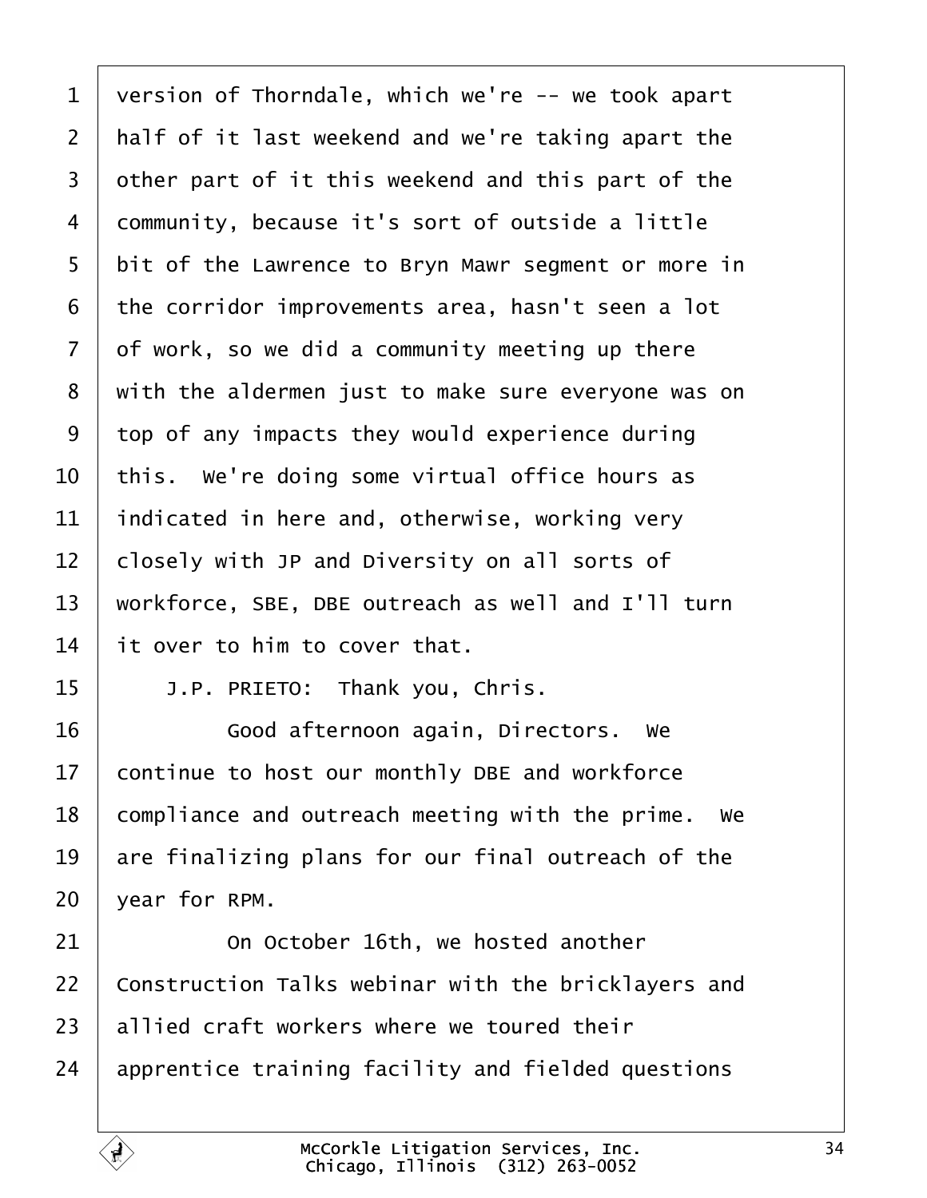version of Thorndale, which we're -- we took apart half of it last weekend and we're taking apart the other part of it this weekend and this part of the community, because it's sort of outside a little bit of the Lawrence to Bryn Mawr segment or more in the corridor improvements area, hasn't seen a lot of work, so we did a community meeting up there with the aldermen just to make sure everyone was on top of any impacts they would experience during this. We're doing some virtual office hours as indicated in here and, otherwise, working very closely with JP and Diversity on all sorts of workforce, SBE, DBE outreach as well and I'll turn it over to him to cover that.

J.P. PRIETO: Thank you, Chris.

Good afternoon again, Directors. We continue to host our monthly DBE and workforce compliance and outreach meeting with the prime. We are finalizing plans for our final outreach of the year for RPM.

On October 16th, we hosted another Construction Talks webinar with the bricklayers and allied craft workers where we toured their apprentice training facility and fielded questions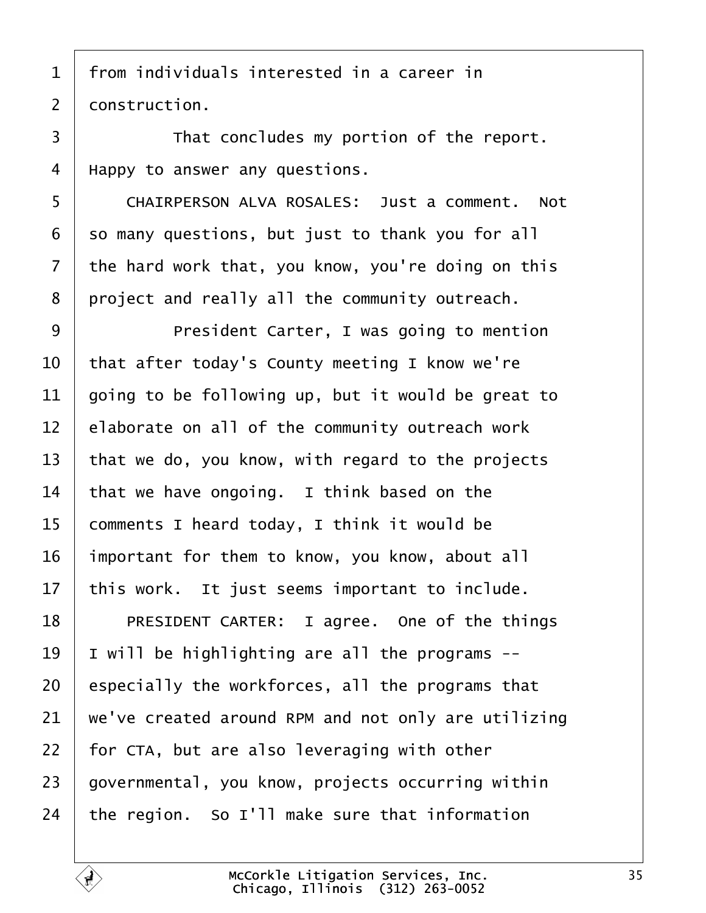from individuals interested in a career in construction.

That concludes my portion of the report. Happy to answer any questions.

CHAIRPERSON ALVA ROSALES: Just a comment. Not so many questions, but just to thank you for all the hard work that, you know, you're doing on this project and really all the community outreach.

President Carter, I was going to mention that after today's County meeting I know we're going to be following up, but it would be great to elaborate on all of the community outreach work that we do, you know, with regard to the projects that we have ongoing. I think based on the comments I heard today, I think it would be important for them to know, you know, about all this work. It just seems important to include.

PRESIDENT CARTER: I agree. One of the things I will be highlighting are all the programs -- especially the workforces, all the programs that we've created around RPM and not only are utilizing for CTA, but are also leveraging with other governmental, you know, projects occurring within the region. So I'll make sure that information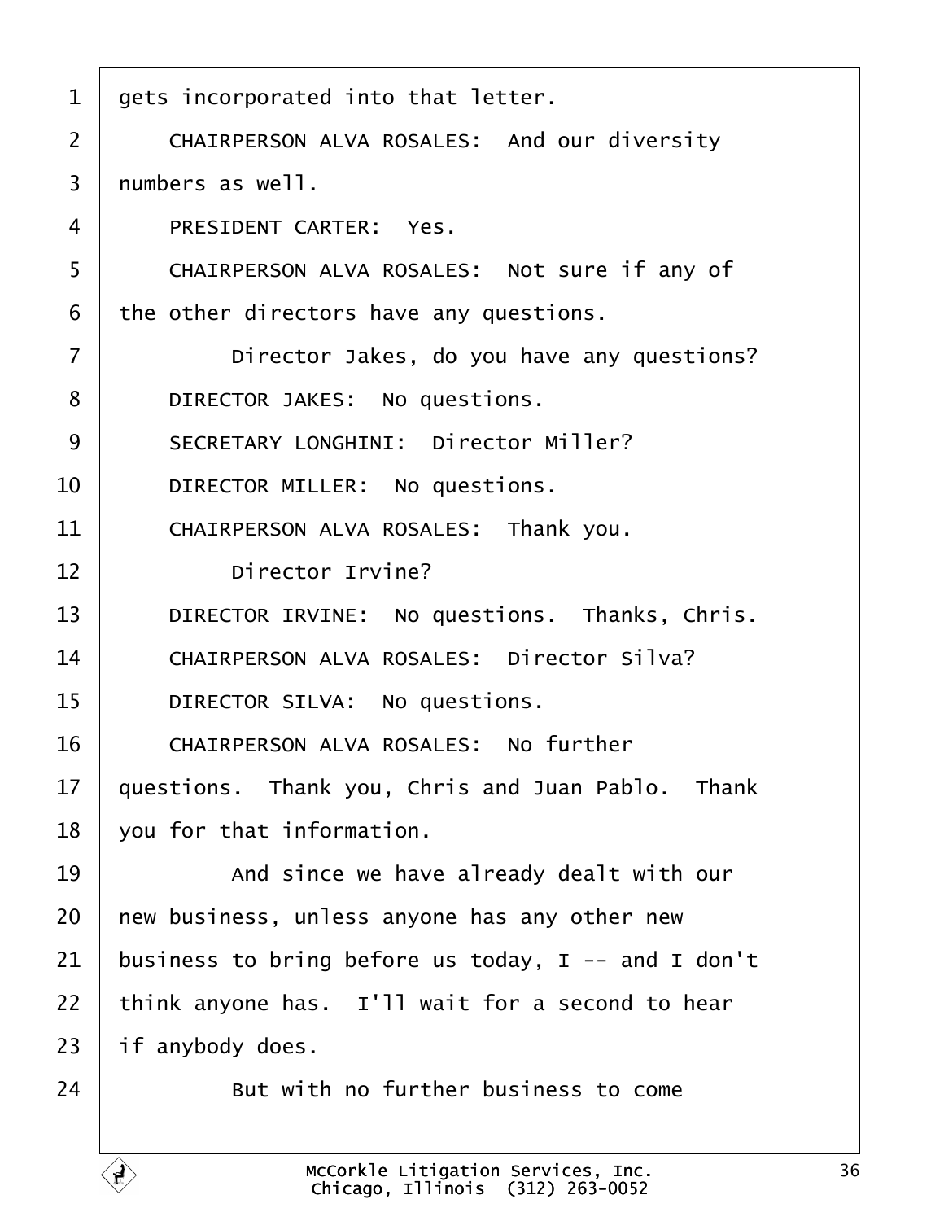1 gets incorporated into that letter.

2 CHAIRPERSON ALVA ROSALES: And our diversity

3 numbers as well.

4 PRESIDENT CARTER: Yes.

5 CHAIRPERSON ALVA ROSALES: Not sure if any of

6 the other directors have any questions.

7 Director Jakes, do you have any questions?

8 DIRECTOR JAKES: No questions.

9 SECRETARY LONGHINI: Director Miller?

10 DIRECTOR MILLER: No questions.

11 CHAIRPERSON ALVA ROSALES: Thank you.

12 Director Irvine?

13 DIRECTOR IRVINE: No questions. Thanks, Chris.

14 CHAIRPERSON ALVA ROSALES: Director Silva?

15 DIRECTOR SILVA: No questions.

16 CHAIRPERSON ALVA ROSALES: No further

17 questions. Thank you, Chris and Juan Pablo. Thank

18 you for that information.

19 And since we have already dealt with our

20 new business, unless anyone has any other new

21 business to bring before us today, I -- and I don't

22 think anyone has. I'll wait for a second to hear

23 if anybody does.

24 But with no further business to come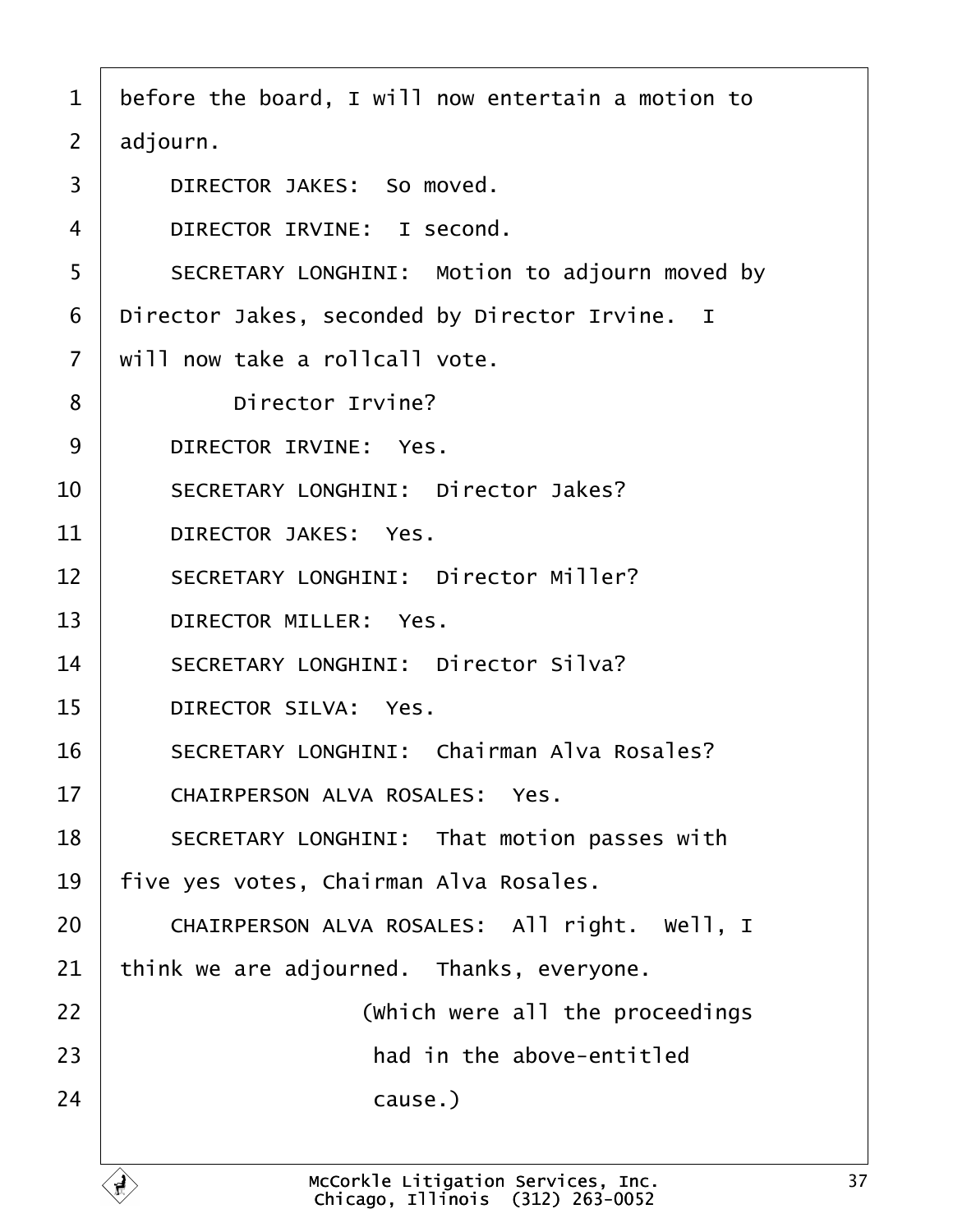before the board, I will now entertain a motion to adjourn.

DIRECTOR JAKES: So moved.

DIRECTOR IRVINE: I second.

SECRETARY LONGHINI: Motion to adjourn moved by Director Jakes, seconded by Director Irvine. I will now take a rollcall vote.

Director Irvine?

DIRECTOR IRVINE: Yes.

SECRETARY LONGHINI: Director Jakes?

DIRECTOR JAKES: Yes.

SECRETARY LONGHINI: Director Miller?

DIRECTOR MILLER: Yes.

SECRETARY LONGHINI: Director Silva?

DIRECTOR SILVA: Yes.

SECRETARY LONGHINI: Chairman Alva Rosales?

CHAIRPERSON ALVA ROSALES: Yes.

SECRETARY LONGHINI: That motion passes with five yes votes, Chairman Alva Rosales.

CHAIRPERSON ALVA ROSALES: All right. Well, I think we are adjourned. Thanks, everyone.

(Which were all the proceedings had in the above-entitled cause.)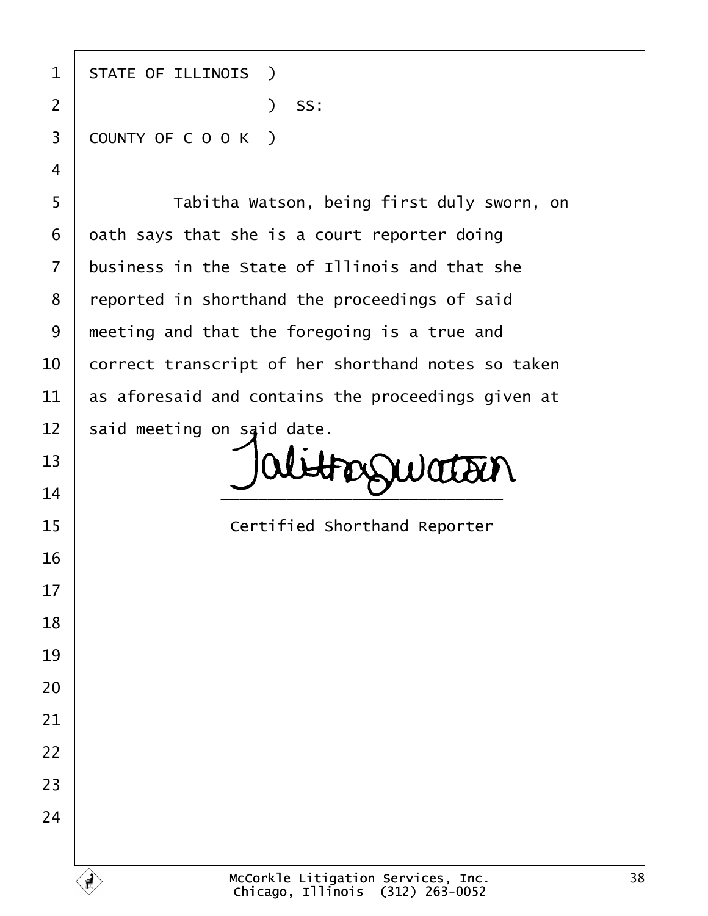STATE OF ILLINOIS )
 ) SS:
COUNTY OF C O O K )

Tabitha Watson, being first duly sworn, on oath says that she is a court reporter doing business in the State of Illinois and that she reported in shorthand the proceedings of said meeting and that the foregoing is a true and correct transcript of her shorthand notes so taken as aforesaid and contains the proceedings given at said meeting on said date.

\_\_\_\_\_\_\_\_\_\_\_\_\_\_\_\_\_\_\_\_\_\_\_\_\_\_

Certified Shorthand Reporter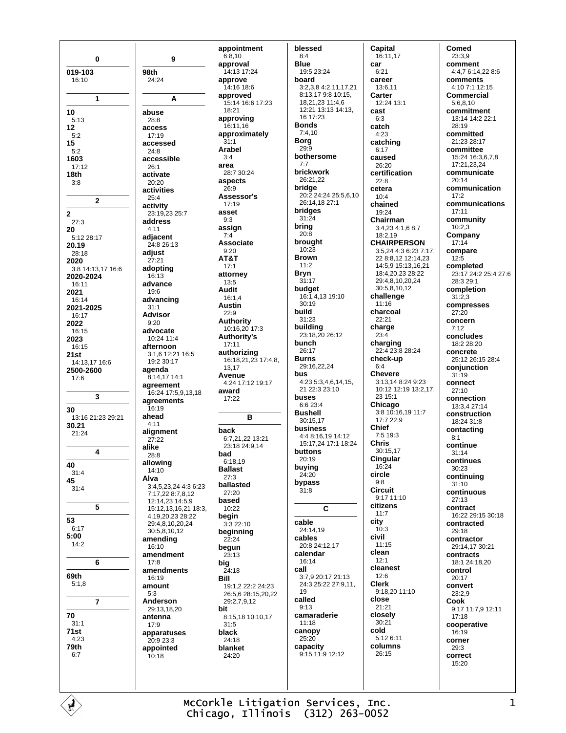## 0

**019-103**
16:10

## 1

**10**
5:13
**12**
5:2
**15**
5:2
**1603**
17:12
**18th**
3:8

## 2

**2**
27:3
**20**
5:12 28:17
**20.19**
28:18
**2020**
3:8 14:13,17 16:6
**2020-2024**
16:11
**2021**
16:14
**2021-2025**
16:17
**2022**
16:15
**2023**
16:15
**21st**
14:13,17 16:6
**2500-2600**
17:6

## 3

**30**
13:16 21:23 29:21
**30.21**
21:24

## 4

**40**
31:4
**45**
31:4

## 5

**53**
6:17
**5:00**
14:2

## 6

**69th**
5:1,8

## 7

**70**
31:1
**71st**
4:23
**79th**
6:7

## 9

**98th**
24:24

## A

**abuse**
28:8
**access**
17:19
**accessed**
24:8
**accessible**
26:1
**activate**
20:20
**activities**
25:4
**activity**
23:19,23 25:7
**address**
4:11
**adjacent**
24:8 26:13
**adjust**
27:21
**adopting**
16:13
**advance**
19:6
**advancing**
31:1
**Advisor**
9:20
**advocate**
10:24 11:4
**afternoon**
3:1,6 12:21 16:5 19:2 30:17
**agenda**
8:14,17 14:1
**agreement**
16:24 17:5,9,13,18
**agreements**
16:19
**ahead**
4:11
**alignment**
27:22
**alike**
28:8
**allowing**
14:10
**Alva**
3:4,5,23,24 4:3 6:23 7:17,22 8:7,8,12 12:14,23 14:5,9 15:12,13,16,21 18:3, 4,19,20,23 28:22 29:4,8,10,20,24 30:5,8,10,12
**amending**
16:10
**amendment**
17:8
**amendments**
16:19
**amount**
5:3
**Anderson**
29:13,18,20
**antenna**
17:9
**apparatuses**
20:9 23:3
**appointed**
10:18
**appointment**
6:8,10
**approval**
14:13 17:24
**approve**
14:16 18:6
**approved**
15:14 16:6 17:23 18:21
**approving**
16:11,16
**approximately**
31:1
**Arabel**
3:4
**area**
28:7 30:24
**aspects**
26:9
**Assessor's**
17:19
**asset**
9:3
**assign**
7:4
**Associate**
9:20
**AT&T**
17:1
**attorney**
13:5
**Audit**
16:1,4
**Austin**
22:9
**Authority**
10:16,20 17:3
**Authority's**
17:11
**authorizing**
16:18,21,23 17:4,8, 13,17
**Avenue**
4:24 17:12 19:17
**award**
17:22

## B

**back**
6:7,21,22 13:21 23:18 24:9,14
**bad**
6:18,19
**Ballast**
27:3
**ballasted**
27:20
**based**
10:22
**begin**
3:3 22:10
**beginning**
22:24
**begun**
23:13
**big**
24:18
**Bill**
19:1,2 22:2 24:23 26:5,6 28:15,20,22 29:2,7,9,12
**bit**
8:15,18 10:10,17 31:5
**black**
24:18
**blanket**
24:20
**blessed**
8:4
**Blue**
19:5 23:24
**board**
3:2,3,8 4:2,11,17,21 8:13,17 9:8 10:15, 18,21,23 11:4,6 12:21 13:13 14:13, 16 17:23
**Bonds**
7:4,10
**Borg**
29:9
**bothersome**
7:7
**brickwork**
26:21,22
**bridge**
20:2 24:24 25:5,6,10 26:14,18 27:1
**bridges**
31:24
**bring**
20:8
**brought**
10:23
**Brown**
11:2
**Bryn**
31:17
**budget**
16:1,4,13 19:10 30:19
**build**
31:23
**building**
23:18,20 26:12
**bunch**
26:17
**Burns**
29:16,22,24
**bus**
4:23 5:3,4,6,14,15, 21 22:3 23:10
**buses**
6:6 23:4
**Bushell**
30:15,17
**business**
4:4 8:16,19 14:12 15:17,24 17:1 18:24
**buttons**
20:19
**buying**
24:20
**bypass**
31:8

## C

**cable**
24:14,19
**cables**
20:8 24:12,17
**calendar**
16:14
**call**
3:7,9 20:17 21:13 24:3 25:22 27:9,11, 19
**called**
9:13
**camaraderie**
11:18
**canopy**
25:20
**capacity**
9:15 11:9 12:12
**Capital**
16:11,17
**car**
6:21
**career**
13:6,11
**Carter**
12:24 13:1
**cast**
6:3
**catch**
4:23
**catching**
6:17
**caused**
26:20
**certification**
22:8
**cetera**
10:4
**chained**
19:24
**Chairman**
3:4,23 4:1,6 8:7 18:2,19
**CHAIRPERSON**
3:5,24 4:3 6:23 7:17, 22 8:8,12 12:14,23 14:5,9 15:13,16,21 18:4,20,23 28:22 29:4,8,10,20,24 30:5,8,10,12
**challenge**
11:16
**charcoal**
22:21
**charge**
23:4
**charging**
22:4 23:8 28:24
**check-up**
6:4
**Chevere**
3:13,14 8:24 9:23 10:12 12:19 13:2,17, 23 15:1
**Chicago**
3:8 10:16,19 11:7 17:7 22:9
**Chief**
7:5 19:3
**Chris**
30:15,17
**Cingular**
16:24
**circle**
9:8
**Circuit**
9:17 11:10
**citizens**
11:7
**city**
10:3
**civil**
11:15
**clean**
12:1
**cleanest**
12:6
**Clerk**
9:18,20 11:10
**close**
21:21
**closely**
30:21
**cold**
5:12 6:11
**columns**
26:15
**Comed**
23:3,9
**comment**
4:4,7 6:14,22 8:6
**comments**
4:10 7:1 12:15
**Commercial**
5:6,8,10
**commitment**
13:14 14:2 22:1 28:19
**committed**
21:23 28:17
**committee**
15:24 16:3,6,7,8 17:21,23,24
**communicate**
20:14
**communication**
17:2
**communications**
17:11
**community**
10:2,3
**Company**
17:14
**compare**
12:5
**completed**
23:17 24:2 25:4 27:6 28:3 29:1
**completion**
31:2,3
**compresses**
27:20
**concern**
7:12
**concludes**
18:2 28:20
**concrete**
25:12 26:15 28:4
**conjunction**
31:19
**connect**
27:10
**connection**
13:3,4 27:14
**construction**
18:24 31:8
**contacting**
8:1
**continue**
31:14
**continues**
30:23
**continuing**
31:10
**continuous**
27:13
**contract**
16:22 29:15 30:18
**contracted**
29:18
**contractor**
29:14,17 30:21
**contracts**
18:1 24:18,20
**control**
20:17
**convert**
23:2,9
**Cook**
9:17 11:7,9 12:11 17:18
**cooperative**
16:19
**corner**
29:3
**correct**
15:20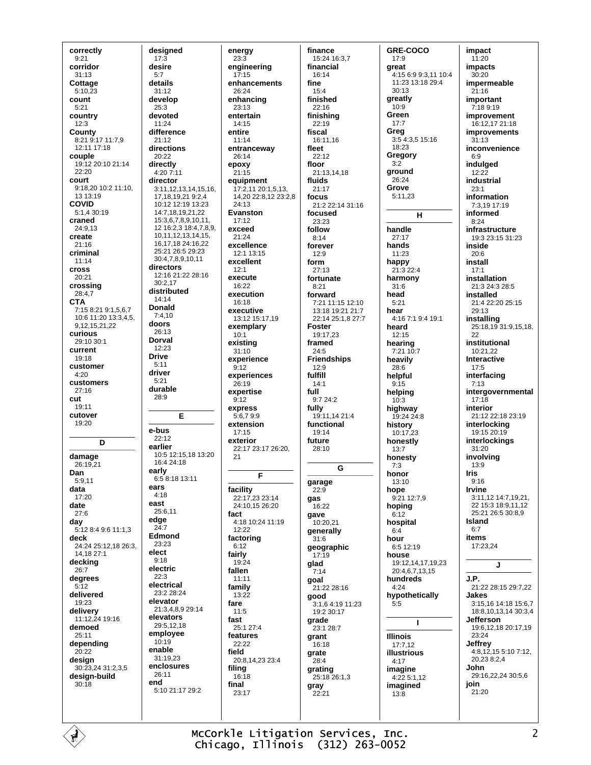**correctly**
9:21
**corridor**
31:13
**Cottage**
5:10,23
**count**
5:21
**country**
12:3
**County**
8:21 9:17 11:7,9 12:11 17:18
**couple**
19:12 20:10 21:14 22:20
**court**
9:18,20 10:2 11:10, 13 13:19
**COVID**
5:1,4 30:19
**craned**
24:9,13
**create**
21:16
**criminal**
11:14
**cross**
20:21
**crossing**
28:4,7
**CTA**
7:15 8:21 9:1,5,6,7 10:6 11:20 13:3,4,5, 9,12,15,21,22
**curious**
29:10 30:1
**current**
19:18
**customer**
4:20
**customers**
27:16
**cut**
19:11
**cutover**
19:20

## D

**damage**
26:19,21
**Dan**
5:9,11
**data**
17:20
**date**
27:6
**day**
5:12 8:4 9:6 11:1,3
**deck**
24:24 25:12,18 26:3, 14,18 27:1
**decking**
26:7
**degrees**
5:12
**delivered**
19:23
**delivery**
11:12,24 19:16
**demoed**
25:11
**depending**
20:22
**design**
30:23,24 31:2,3,5
**design-build**
30:18

**designed**
17:3
**desire**
5:7
**details**
31:12
**develop**
25:3
**devoted**
11:24
**difference**
21:12
**directions**
20:22
**directly**
4:20 7:11
**director**
3:11,12,13,14,15,16, 17,18,19,21 9:2,4 10:12 12:19 13:23 14:7,18,19,21,22 15:3,6,7,8,9,10,11, 12 16:2,3 18:4,7,8,9, 10,11,12,13,14,15, 16,17,18 24:16,22 25:21 26:5 29:23 30:4,7,8,9,10,11
**directors**
12:16 21:22 28:16 30:2,17
**distributed**
14:14
**Donald**
7:4,10
**doors**
26:13
**Dorval**
12:23
**Drive**
5:11
**driver**
5:21
**durable**
28:9

## E

**e-bus**
22:12
**earlier**
10:5 12:15,18 13:20 16:4 24:18
**early**
6:5 8:18 13:11
**ears**
4:18
**east**
25:6,11
**edge**
24:7
**Edmond**
23:23
**elect**
9:18
**electric**
22:3
**electrical**
23:2 28:24
**elevator**
21:3,4,8,9 29:14
**elevators**
29:5,12,18
**employee**
10:19
**enable**
31:19,23
**enclosures**
26:11
**end**
5:10 21:17 29:2

**energy**
23:3
**engineering**
17:15
**enhancements**
26:24
**enhancing**
23:13
**entertain**
14:15
**entire**
11:14
**entranceway**
26:14
**epoxy**
21:15
**equipment**
17:2,11 20:1,5,13, 14,20 22:8,12 23:2,8 24:13
**Evanston**
17:12
**exceed**
21:24
**excellence**
12:1 13:15
**excellent**
12:1
**execute**
16:22
**execution**
16:18
**executive**
13:12 15:17,19
**exemplary**
10:1
**existing**
31:10
**experience**
9:12
**experiences**
26:19
**expertise**
9:12
**express**
5:6,7 9:9
**extension**
17:15
**exterior**
22:17 23:17 26:20, 21

## F

**facility**
22:17,23 23:14 24:10,15 26:20
**fact**
4:18 10:24 11:19 12:22
**factoring**
6:12
**fairly**
19:24
**fallen**
11:11
**family**
13:22
**fare**
11:5
**fast**
25:1 27:4
**features**
22:22
**field**
20:8,14,23 23:4
**filing**
16:18
**final**
23:17

**finance**
15:24 16:3,7
**financial**
16:14
**fine**
15:4
**finished**
22:16
**finishing**
22:19
**fiscal**
16:11,16
**fleet**
22:12
**floor**
21:13,14,18
**fluids**
21:17
**focus**
21:2 22:14 31:16
**focused**
23:23
**follow**
8:14
**forever**
12:9
**form**
27:13
**fortunate**
8:21
**forward**
7:21 11:15 12:10 13:18 19:21 21:7 22:14 25:1,8 27:7
**Foster**
19:17,23
**framed**
24:5
**Friendships**
12:9
**fulfill**
14:1
**full**
9:7 24:2
**fully**
19:11,14 21:4
**functional**
19:14
**future**
28:10

## G

**garage**
22:9
**gas**
16:22
**gave**
10:20,21
**generally**
31:6
**geographic**
17:19
**glad**
7:14
**goal**
21:22 28:16
**good**
3:1,6 4:19 11:23 19:2 30:17
**grade**
23:1 28:7
**grant**
16:18
**grate**
28:4
**grating**
25:18 26:1,3
**gray**
22:21

**GRE-COCO**
17:9
**great**
4:15 6:9 9:3,11 10:4 11:23 13:18 29:4 30:13
**greatly**
10:9
**Green**
17:7
**Greg**
3:5 4:3,5 15:16 18:23
**Gregory**
3:2
**ground**
26:24
**Grove**
5:11,23

## H

**handle**
27:17
**hands**
11:23
**happy**
21:3 22:4
**harmony**
31:6
**head**
5:21
**hear**
4:16 7:1 9:4 19:1
**heard**
12:15
**hearing**
7:21 10:7
**heavily**
28:6
**helpful**
9:15
**helping**
10:3
**highway**
19:24 24:8
**history**
10:17,23
**honestly**
13:7
**honesty**
7:3
**honor**
13:10
**hope**
9:21 12:7,9
**hoping**
6:12
**hospital**
6:4
**hour**
6:5 12:19
**house**
19:12,14,17,19,23 20:4,6,7,13,15
**hundreds**
4:24
**hypothetically**
5:5

## I

**Illinois**
17:7,12
**illustrious**
4:17
**imagine**
4:22 5:1,12
**imagined**
13:8

**impact**
11:20
**impacts**
30:20
**impermeable**
21:16
**important**
7:18 9:19
**improvement**
16:12,17 21:18
**improvements**
31:13
**inconvenience**
6:9
**indulged**
12:22
**industrial**
23:1
**information**
7:3,19 17:19
**informed**
8:24
**infrastructure**
19:3 23:15 31:23
**inside**
20:6
**install**
17:1
**installation**
21:3 24:3 28:5
**installed**
21:4 22:20 25:15 29:13
**installing**
25:18,19 31:9,15,18, 22
**institutional**
10:21,22
**Interactive**
17:5
**interfacing**
7:13
**intergovernmental**
17:18
**interior**
21:12 22:18 23:19
**interlocking**
19:15 20:19
**interlockings**
31:20
**involving**
13:9
**Iris**
9:16
**Irvine**
3:11,12 14:7,19,21, 22 15:3 18:9,11,12 25:21 26:5 30:8,9
**Island**
6:7
**items**
17:23,24

## J

**J.P.**
21:22 28:15 29:7,22
**Jakes**
3:15,16 14:18 15:6,7 18:8,10,13,14 30:3,4
**Jefferson**
19:6,12,18 20:17,19 23:24
**Jeffrey**
4:8,12,15 5:10 7:12, 20,23 8:2,4
**John**
29:16,22,24 30:5,6
**join**
21:20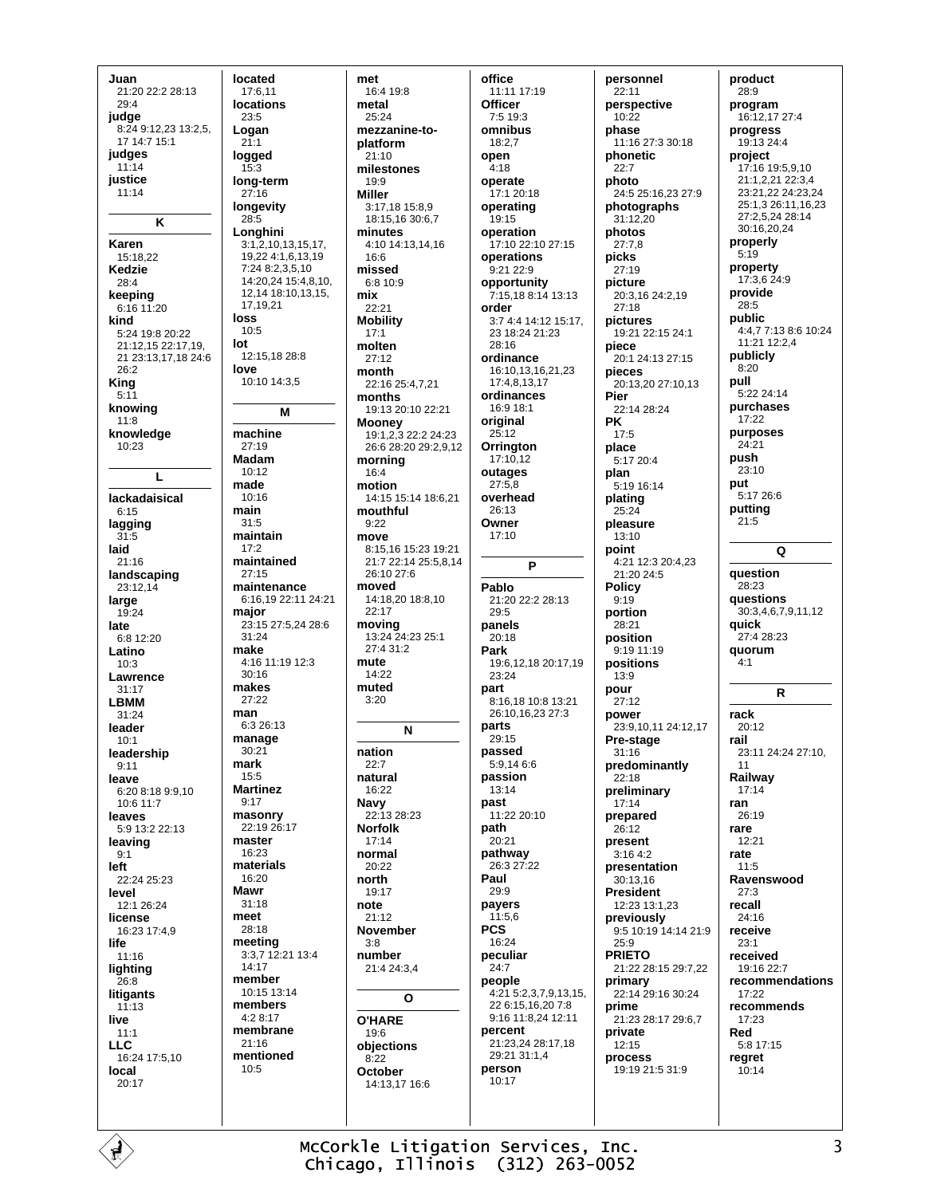**Juan**
21:20 22:2 28:13 29:4

**judge**
8:24 9:12,23 13:2,5, 17 14:7 15:1

**judges**
11:14

**justice**
11:14

**K**

**Karen**
15:18,22

**Kedzie**
28:4

**keeping**
6:16 11:20

**kind**
5:24 19:8 20:22 21:12,15 22:17,19, 21 23:13,17,18 24:6 26:2

**King**
5:11

**knowing**
11:8

**knowledge**
10:23

**L**

**lackadaisical**
6:15

**lagging**
31:5

**laid**
21:16

**landscaping**
23:12,14

**large**
19:24

**late**
6:8 12:20

**Latino**
10:3

**Lawrence**
31:17

**LBMM**
31:24

**leader**
10:1

**leadership**
9:11

**leave**
6:20 8:18 9:9,10 10:6 11:7

**leaves**
5:9 13:2 22:13

**leaving**
9:1

**left**
22:24 25:23

**level**
12:1 26:24

**license**
16:23 17:4,9

**life**
11:16

**lighting**
26:8

**litigants**
11:13

**live**
11:1

**LLC**
16:24 17:5,10

**local**
20:17

**located**
17:6,11

**locations**
23:5

**Logan**
21:1

**logged**
15:3

**long-term**
27:16

**longevity**
28:5

**Longhini**
3:1,2,10,13,15,17, 19,22 4:1,6,13,19 7:24 8:2,3,5,10 14:20,24 15:4,8,10, 12,14 18:10,13,15, 17,19,21

**loss**
10:5

**lot**
12:15,18 28:8

**love**
10:10 14:3,5

**M**

**machine**
27:19

**Madam**
10:12

**made**
10:16

**main**
31:5

**maintain**
17:2

**maintained**
27:15

**maintenance**
6:16,19 22:11 24:21

**major**
23:15 27:5,24 28:6 31:24

**make**
4:16 11:19 12:3 30:16

**makes**
27:22

**man**
6:3 26:13

**manage**
30:21

**mark**
15:5

**Martinez**
9:17

**masonry**
22:19 26:17

**master**
16:23

**materials**
16:20

**Mawr**
31:18

**meet**
28:18

**meeting**
3:3,7 12:21 13:4 14:17

**member**
10:15 13:14

**members**
4:2 8:17

**membrane**
21:16

**mentioned**
10:5

**met**
16:4 19:8

**metal**
25:24

**mezzanine-to-platform**
21:10

**milestones**
19:9

**Miller**
3:17,18 15:8,9 18:15,16 30:6,7

**minutes**
4:10 14:13,14,16 16:6

**missed**
6:8 10:9

**mix**
22:21

**Mobility**
17:1

**molten**
27:12

**month**
22:16 25:4,7,21

**months**
19:13 20:10 22:21

**Mooney**
19:1,2,3 22:2 24:23 26:6 28:20 29:2,9,12

**morning**
16:4

**motion**
14:15 15:14 18:6,21

**mouthful**
9:22

**move**
8:15,16 15:23 19:21 21:7 22:14 25:5,8,14 26:10 27:6

**moved**
14:18,20 18:8,10 22:17

**moving**
13:24 24:23 25:1 27:4 31:2

**mute**
14:22

**muted**
3:20

**N**

**nation**
22:7

**natural**
16:22

**Navy**
22:13 28:23

**Norfolk**
17:14

**normal**
20:22

**north**
19:17

**note**
21:12

**November**
3:8

**number**
21:4 24:3,4

**O**

**O'HARE**
19:6

**objections**
8:22

**October**
14:13,17 16:6

**office**
11:11 17:19

**Officer**
7:5 19:3

**omnibus**
18:2,7

**open**
4:18

**operate**
17:1 20:18

**operating**
19:15

**operation**
17:10 22:10 27:15

**operations**
9:21 22:9

**opportunity**
7:15,18 8:14 13:13

**order**
3:7 4:4 14:12 15:17, 23 18:24 21:23 28:16

**ordinance**
16:10,13,16,21,23 17:4,8,13,17

**ordinances**
16:9 18:1

**original**
25:12

**Orrington**
17:10,12

**outages**
27:5,8

**overhead**
26:13

**Owner**
17:10

**P**

**Pablo**
21:20 22:2 28:13 29:5

**panels**
20:18

**Park**
19:6,12,18 20:17,19 23:24

**part**
8:16,18 10:8 13:21 26:10,16,23 27:3

**parts**
29:15

**passed**
5:9,14 6:6

**passion**
13:14

**past**
11:22 20:10

**path**
20:21

**pathway**
26:3 27:22

**Paul**
29:9

**payers**
11:5,6

**PCS**
16:24

**peculiar**
24:7

**people**
4:21 5:2,3,7,9,13,15, 22 6:15,16,20 7:8 9:16 11:8,24 12:11

**percent**
21:23,24 28:17,18 29:21 31:1,4

**person**
10:17

**personnel**
22:11

**perspective**
10:22

**phase**
11:16 27:3 30:18

**phonetic**
22:7

**photo**
24:5 25:16,23 27:9

**photographs**
31:12,20

**photos**
27:7,8

**picks**
27:19

**picture**
20:3,16 24:2,19 27:18

**pictures**
19:21 22:15 24:1

**piece**
20:1 24:13 27:15

**pieces**
20:13,20 27:10,13

**Pier**
22:14 28:24

**PK**
17:5

**place**
5:17 20:4

**plan**
5:19 16:14

**plating**
25:24

**pleasure**
13:10

**point**
4:21 12:3 20:4,23 21:20 24:5

**Policy**
9:19

**portion**
28:21

**position**
9:19 11:19

**positions**
13:9

**pour**
27:12

**power**
23:9,10,11 24:12,17

**Pre-stage**
31:16

**predominantly**
22:18

**preliminary**
17:14

**prepared**
26:12

**present**
3:16 4:2

**presentation**
30:13,16

**President**
12:23 13:1,23

**previously**
9:5 10:19 14:14 21:9 25:9

**PRIETO**
21:22 28:15 29:7,22

**primary**
22:14 29:16 30:24

**prime**
21:23 28:17 29:6,7

**private**
12:15

**process**
19:19 21:5 31:9

**product**
28:9

**program**
16:12,17 27:4

**progress**
19:13 24:4

**project**
17:16 19:5,9,10 21:1,2,21 22:3,4 23:21,22 24:23,24 25:1,3 26:11,16,23 27:2,5,24 28:14 30:16,20,24

**properly**
5:19

**property**
17:3,6 24:9

**provide**
28:5

**public**
4:4,7 7:13 8:6 10:24 11:21 12:2,4

**publicly**
8:20

**pull**
5:22 24:14

**purchases**
17:22

**purposes**
24:21

**push**
23:10

**put**
5:17 26:6

**putting**
21:5

**Q**

**question**
28:23

**questions**
30:3,4,6,7,9,11,12

**quick**
27:4 28:23

**quorum**
4:1

**R**

**rack**
20:12

**rail**
23:11 24:24 27:10, 11

**Railway**
17:14

**ran**
26:19

**rare**
12:21

**rate**
11:5

**Ravenswood**
27:3

**recall**
24:16

**receive**
23:1

**received**
19:16 22:7

**recommendations**
17:22

**recommends**
17:23

**Red**
5:8 17:15

**regret**
10:14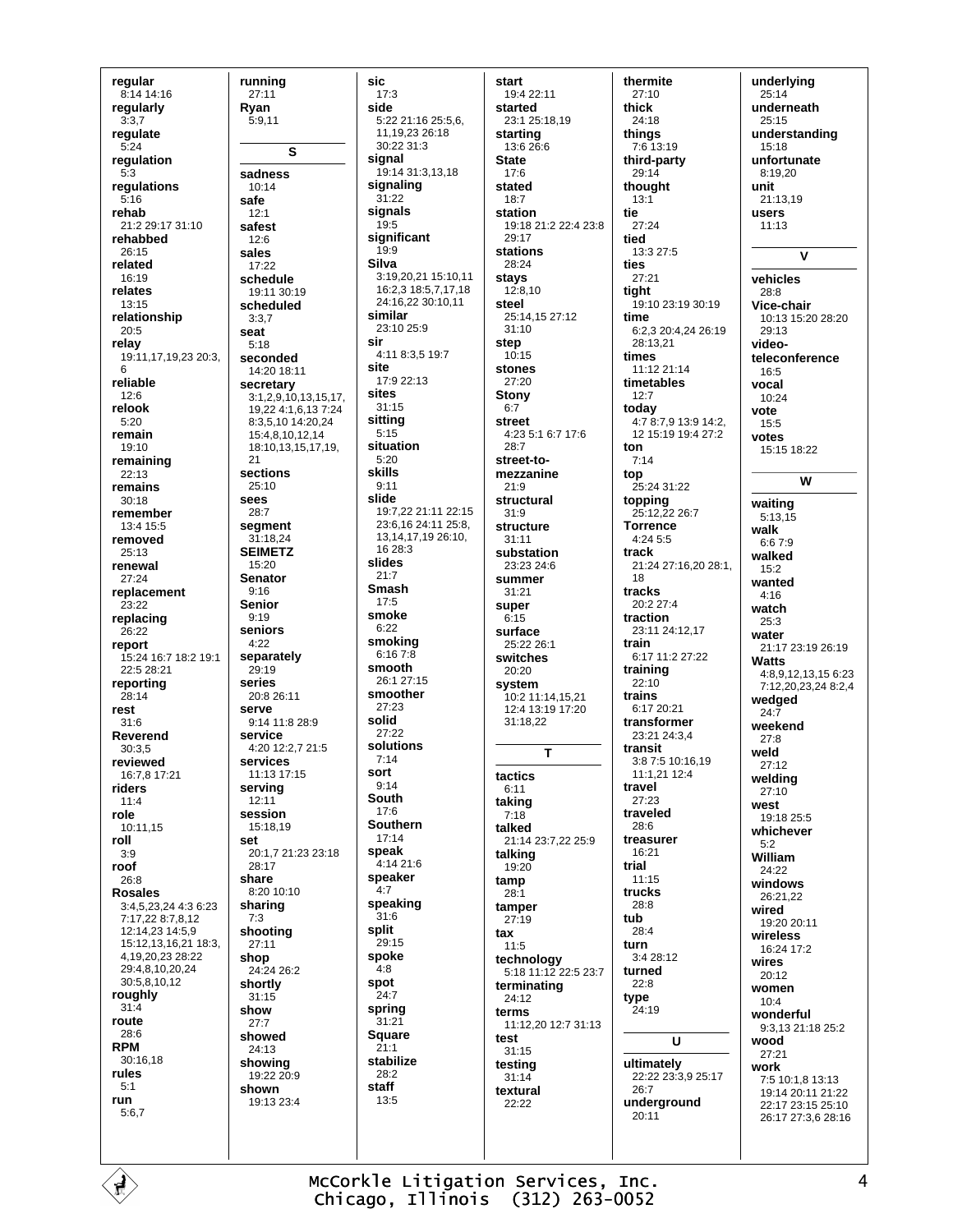**regular**
8:14 14:16
**regularly**
3:3,7
**regulate**
5:24
**regulation**
5:3
**regulations**
5:16
**rehab**
21:2 29:17 31:10
**rehabbed**
26:15
**related**
16:19
**relates**
13:15
**relationship**
20:5
**relay**
19:11,17,19,23 20:3, 6
**reliable**
12:6
**relook**
5:20
**remain**
19:10
**remaining**
22:13
**remains**
30:18
**remember**
13:4 15:5
**removed**
25:13
**renewal**
27:24
**replacement**
23:22
**replacing**
26:22
**report**
15:24 16:7 18:2 19:1 22:5 28:21
**reporting**
28:14
**rest**
31:6
**Reverend**
30:3,5
**reviewed**
16:7,8 17:21
**riders**
11:4
**role**
10:11,15
**roll**
3:9
**roof**
26:8
**Rosales**
3:4,5,23,24 4:3 6:23 7:17,22 8:7,8,12 12:14,23 14:5,9 15:12,13,16,21 18:3, 4,19,20,23 28:22 29:4,8,10,20,24 30:5,8,10,12
**roughly**
31:4
**route**
28:6
**RPM**
30:16,18
**rules**
5:1
**run**
5:6,7
**running**
27:11
**Ryan**
5:9,11

## S

**sadness**
10:14
**safe**
12:1
**safest**
12:6
**sales**
17:22
**schedule**
19:11 30:19
**scheduled**
3:3,7
**seat**
5:18
**seconded**
14:20 18:11
**secretary**
3:1,2,9,10,13,15,17, 19,22 4:1,6,13 7:24 8:3,5,10 14:20,24 15:4,8,10,12,14 18:10,13,15,17,19, 21
**sections**
25:10
**sees**
28:7
**segment**
31:18,24
**SEIMETZ**
15:20
**Senator**
9:16
**Senior**
9:19
**seniors**
4:22
**separately**
29:19
**series**
20:8 26:11
**serve**
9:14 11:8 28:9
**service**
4:20 12:2,7 21:5
**services**
11:13 17:15
**serving**
12:11
**session**
15:18,19
**set**
20:1,7 21:23 23:18 28:17
**share**
8:20 10:10
**sharing**
7:3
**shooting**
27:11
**shop**
24:24 26:2
**shortly**
31:15
**show**
27:7
**showed**
24:13
**showing**
19:22 20:9
**shown**
19:13 23:4
**sic**
17:3
**side**
5:22 21:16 25:5,6, 11,19,23 26:18 30:22 31:3
**signal**
19:14 31:3,13,18
**signaling**
31:22
**signals**
19:5
**significant**
19:9
**Silva**
3:19,20,21 15:10,11 16:2,3 18:5,7,17,18 24:16,22 30:10,11
**similar**
23:10 25:9
**sir**
4:11 8:3,5 19:7
**site**
17:9 22:13
**sites**
31:15
**sitting**
5:15
**situation**
5:20
**skills**
9:11
**slide**
19:7,22 21:11 22:15 23:6,16 24:11 25:8, 13,14,17,19 26:10, 16 28:3
**slides**
21:7
**Smash**
17:5
**smoke**
6:22
**smoking**
6:16 7:8
**smooth**
26:1 27:15
**smoother**
27:23
**solid**
27:22
**solutions**
7:14
**sort**
9:14
**South**
17:6
**Southern**
17:14
**speak**
4:14 21:6
**speaker**
4:7
**speaking**
31:6
**split**
29:15
**spoke**
4:8
**spot**
24:7
**spring**
31:21
**Square**
21:1
**stabilize**
28:2
**staff**
13:5
**start**
19:4 22:11
**started**
23:1 25:18,19
**starting**
13:6 26:6
**State**
17:6
**stated**
18:7
**station**
19:18 21:2 22:4 23:8 29:17
**stations**
28:24
**stays**
12:8,10
**steel**
25:14,15 27:12 31:10
**step**
10:15
**stones**
27:20
**Stony**
6:7
**street**
4:23 5:1 6:7 17:6 28:7
**street-to-mezzanine**
21:9
**structural**
31:9
**structure**
31:11
**substation**
23:23 24:6
**summer**
31:21
**super**
6:15
**surface**
25:22 26:1
**switches**
20:20
**system**
10:2 11:14,15,21 12:4 13:19 17:20 31:18,22

## T

**tactics**
6:11
**taking**
7:18
**talked**
21:14 23:7,22 25:9
**talking**
19:20
**tamp**
28:1
**tamper**
27:19
**tax**
11:5
**technology**
5:18 11:12 22:5 23:7
**terminating**
24:12
**terms**
11:12,20 12:7 31:13
**test**
31:15
**testing**
31:14
**textural**
22:22
**thermite**
27:10
**thick**
24:18
**things**
7:6 13:19
**third-party**
29:14
**thought**
13:1
**tie**
27:24
**tied**
13:3 27:5
**ties**
27:21
**tight**
19:10 23:19 30:19
**time**
6:2,3 20:4,24 26:19 28:13,21
**times**
11:12 21:14
**timetables**
12:7
**today**
4:7 8:7,9 13:9 14:2, 12 15:19 19:4 27:2
**ton**
7:14
**top**
25:24 31:22
**topping**
25:12,22 26:7
**Torrence**
4:24 5:5
**track**
21:24 27:16,20 28:1, 18
**tracks**
20:2 27:4
**traction**
23:11 24:12,17
**train**
6:17 11:2 27:22
**training**
22:10
**trains**
6:17 20:21
**transformer**
23:21 24:3,4
**transit**
3:8 7:5 10:16,19 11:1,21 12:4
**travel**
27:23
**traveled**
28:6
**treasurer**
16:21
**trial**
11:15
**trucks**
28:8
**tub**
28:4
**turn**
3:4 28:12
**turned**
22:8
**type**
24:19

## U

**ultimately**
22:22 23:3,9 25:17 26:7
**underground**
20:11
**underlying**
25:14
**underneath**
25:15
**understanding**
15:18
**unfortunate**
8:19,20
**unit**
21:13,19
**users**
11:13

## V

**vehicles**
28:8
**Vice-chair**
10:13 15:20 28:20 29:13
**video-teleconference**
16:5
**vocal**
10:24
**vote**
15:5
**votes**
15:15 18:22

## W

**waiting**
5:13,15
**walk**
6:6 7:9
**walked**
15:2
**wanted**
4:16
**watch**
25:3
**water**
21:17 23:19 26:19
**Watts**
4:8,9,12,13,15 6:23 7:12,20,23,24 8:2,4
**wedged**
24:7
**weekend**
27:8
**weld**
27:12
**welding**
27:10
**west**
19:18 25:5
**whichever**
5:2
**William**
24:22
**windows**
26:21,22
**wired**
19:20 20:11
**wireless**
16:24 17:2
**wires**
20:12
**women**
10:4
**wonderful**
9:3,13 21:18 25:2
**wood**
27:21
**work**
7:5 10:1,8 13:13 19:14 20:11 21:22 22:17 23:15 25:10 26:17 27:3,6 28:16

McCorkle Litigation Services, Inc.
Chicago, Illinois (312) 263-0052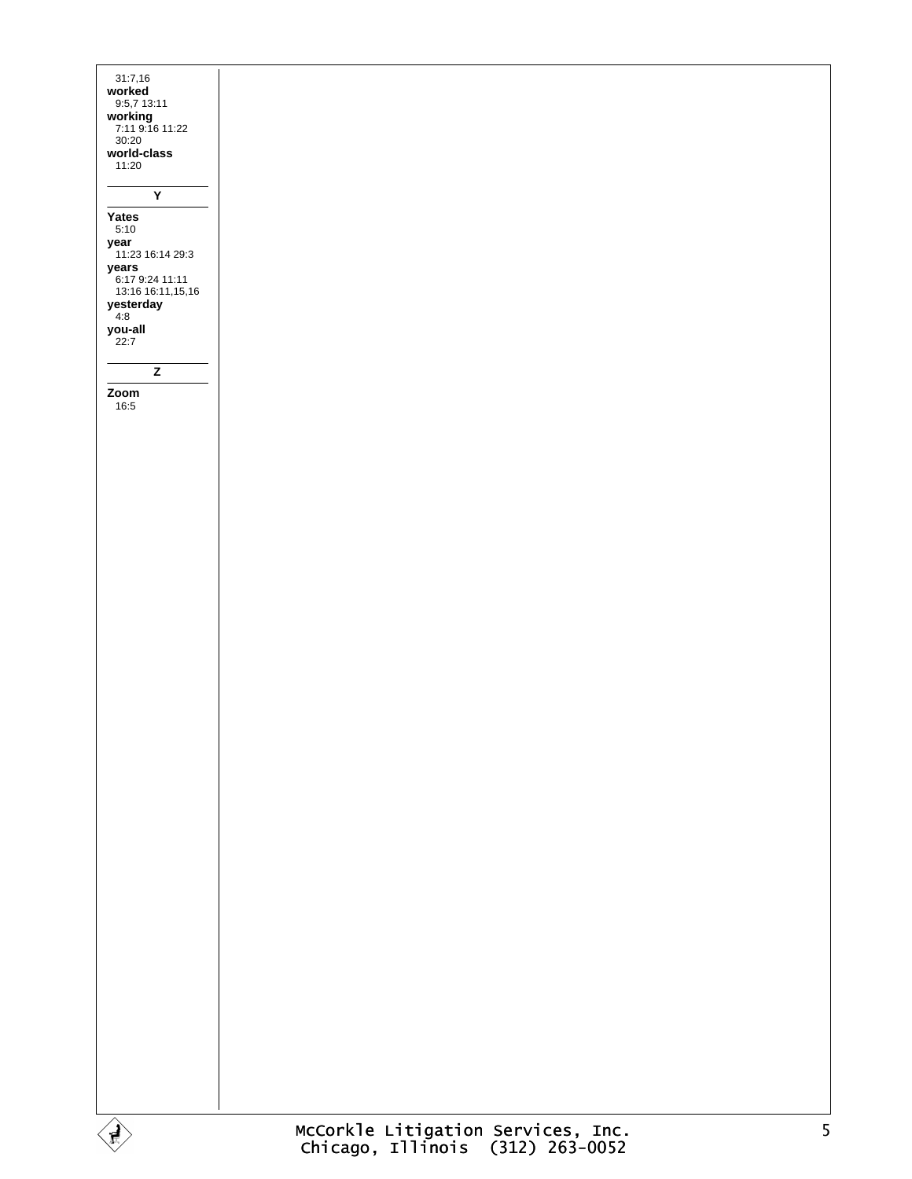31:7,16

**worked**
9:5,7 13:11

**working**
7:11 9:16 11:22
30:20

**world-class**
11:20

**Y**

**Yates**
5:10

**year**
11:23 16:14 29:3

**years**
6:17 9:24 11:11
13:16 16:11,15,16

**yesterday**
4:8

**you-all**
22:7

**Z**

**Zoom**
16:5

McCorkle Litigation Services, Inc.
Chicago, Illinois (312) 263-0052